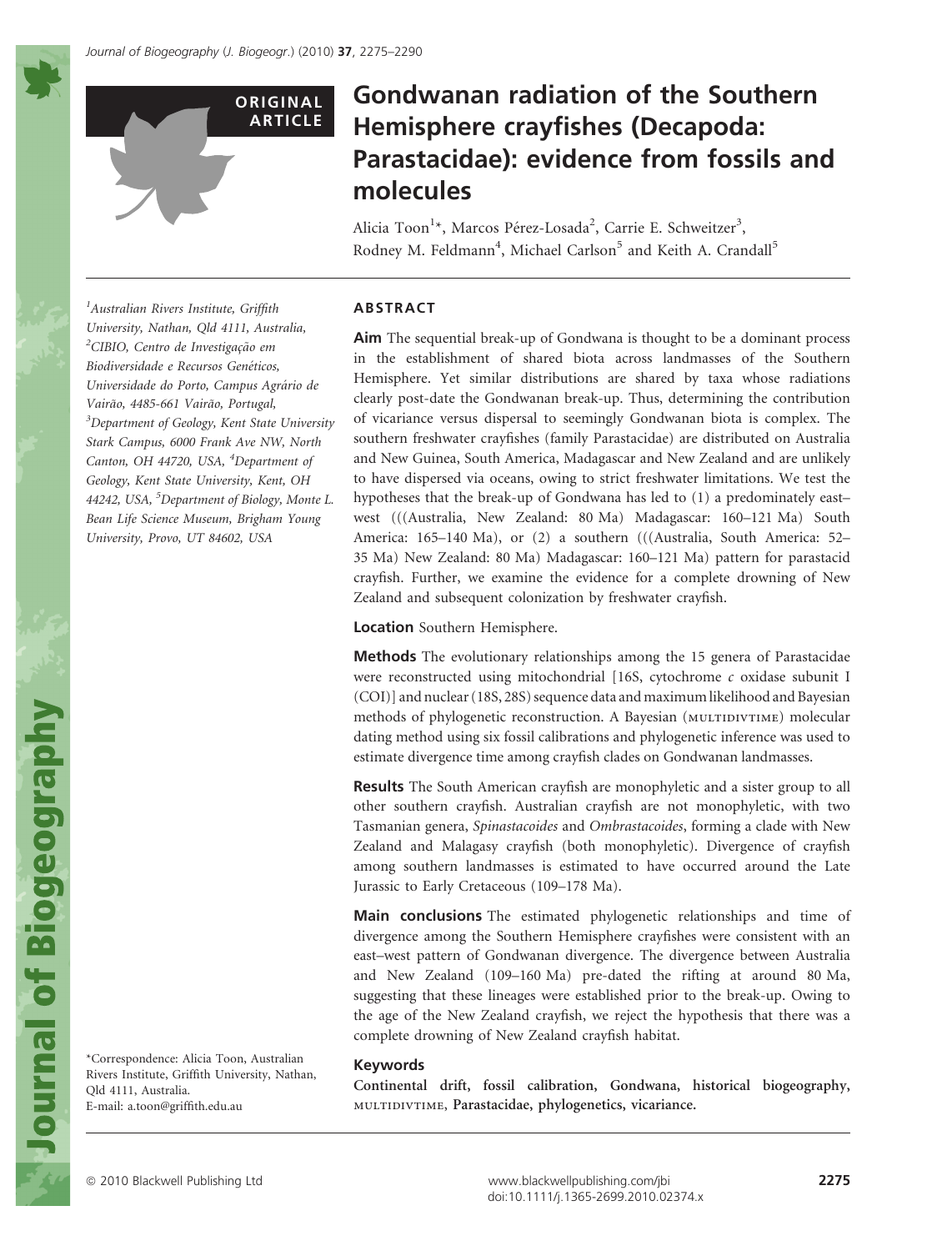ORIGINAL ARTICLE

# Gondwanan radiation of the Southern Hemisphere crayfishes (Decapoda: Parastacidae): evidence from fossils and molecules

Alicia Toon[1]*, Marcos Pérez-Losada[2], Carrie E. Schweitzer[3], Rodney M. Feldmann[4], Michael Carlson[5] and Keith A. Crandall[5]

[1]Australian Rivers Institute, Griffith University, Nathan, Qld 4111, Australia, [2]CIBIO, Centro de Investigação em Biodiversidade e Recursos Genéticos, Universidade do Porto, Campus Agrário de Vairão, 4485-661 Vairão, Portugal, [3]Department of Geology, Kent State University Stark Campus, 6000 Frank Ave NW, North Canton, OH 44720, USA, [4]Department of Geology, Kent State University, Kent, OH 44242, USA, [5]Department of Biology, Monte L. Bean Life Science Museum, Brigham Young University, Provo, UT 84602, USA

*Correspondence: Alicia Toon, Australian Rivers Institute, Griffith University, Nathan, Qld 4111, Australia.
E-mail: a.toon@griffith.edu.au

## ABSTRACT

**Aim** The sequential break-up of Gondwana is thought to be a dominant process in the establishment of shared biota across landmasses of the Southern Hemisphere. Yet similar distributions are shared by taxa whose radiations clearly post-date the Gondwanan break-up. Thus, determining the contribution of vicariance versus dispersal to seemingly Gondwanan biota is complex. The southern freshwater crayfishes (family Parastacidae) are distributed on Australia and New Guinea, South America, Madagascar and New Zealand and are unlikely to have dispersed via oceans, owing to strict freshwater limitations. We test the hypotheses that the break-up of Gondwana has led to (1) a predominately east–west (((Australia, New Zealand: 80 Ma) Madagascar: 160–121 Ma) South America: 165–140 Ma), or (2) a southern (((Australia, South America: 52–35 Ma) New Zealand: 80 Ma) Madagascar: 160–121 Ma) pattern for parastacid crayfish. Further, we examine the evidence for a complete drowning of New Zealand and subsequent colonization by freshwater crayfish.

**Location** Southern Hemisphere.

**Methods** The evolutionary relationships among the 15 genera of Parastacidae were reconstructed using mitochondrial [16S, cytochrome *c* oxidase subunit I (COI)] and nuclear (18S, 28S) sequence data and maximum likelihood and Bayesian methods of phylogenetic reconstruction. A Bayesian (MULTIDIVTIME) molecular dating method using six fossil calibrations and phylogenetic inference was used to estimate divergence time among crayfish clades on Gondwanan landmasses.

**Results** The South American crayfish are monophyletic and a sister group to all other southern crayfish. Australian crayfish are not monophyletic, with two Tasmanian genera, *Spinastacoides* and *Ombrastacoides*, forming a clade with New Zealand and Malagasy crayfish (both monophyletic). Divergence of crayfish among southern landmasses is estimated to have occurred around the Late Jurassic to Early Cretaceous (109–178 Ma).

**Main conclusions** The estimated phylogenetic relationships and time of divergence among the Southern Hemisphere crayfishes were consistent with an east–west pattern of Gondwanan divergence. The divergence between Australia and New Zealand (109–160 Ma) pre-dated the rifting at around 80 Ma, suggesting that these lineages were established prior to the break-up. Owing to the age of the New Zealand crayfish, we reject the hypothesis that there was a complete drowning of New Zealand crayfish habitat.

### Keywords

**Continental drift, fossil calibration, Gondwana, historical biogeography, MULTIDIVTIME, Parastacidae, phylogenetics, vicariance.**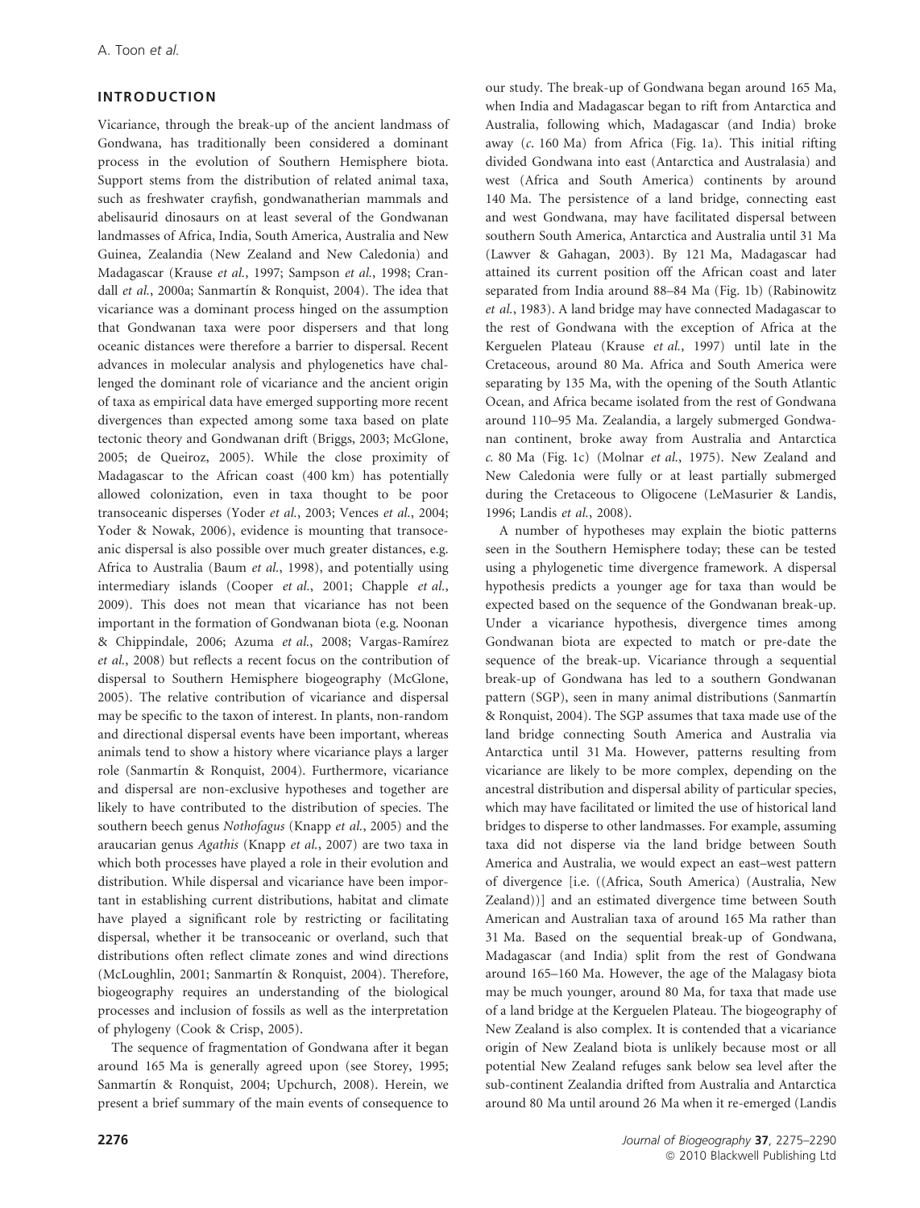## INTRODUCTION

Vicariance, through the break-up of the ancient landmass of Gondwana, has traditionally been considered a dominant process in the evolution of Southern Hemisphere biota. Support stems from the distribution of related animal taxa, such as freshwater crayfish, gondwanatherian mammals and abelisaurid dinosaurs on at least several of the Gondwanan landmasses of Africa, India, South America, Australia and New Guinea, Zealandia (New Zealand and New Caledonia) and Madagascar (Krause *et al.*, 1997; Sampson *et al.*, 1998; Crandall *et al.*, 2000a; Sanmartín & Ronquist, 2004). The idea that vicariance was a dominant process hinged on the assumption that Gondwanan taxa were poor dispersers and that long oceanic distances were therefore a barrier to dispersal. Recent advances in molecular analysis and phylogenetics have challenged the dominant role of vicariance and the ancient origin of taxa as empirical data have emerged supporting more recent divergences than expected among some taxa based on plate tectonic theory and Gondwanan drift (Briggs, 2003; McGlone, 2005; de Queiroz, 2005). While the close proximity of Madagascar to the African coast (400 km) has potentially allowed colonization, even in taxa thought to be poor transoceanic disperses (Yoder *et al.*, 2003; Vences *et al.*, 2004; Yoder & Nowak, 2006), evidence is mounting that transoceanic dispersal is also possible over much greater distances, e.g. Africa to Australia (Baum *et al.*, 1998), and potentially using intermediary islands (Cooper *et al.*, 2001; Chapple *et al.*, 2009). This does not mean that vicariance has not been important in the formation of Gondwanan biota (e.g. Noonan & Chippindale, 2006; Azuma *et al.*, 2008; Vargas-Ramírez *et al.*, 2008) but reflects a recent focus on the contribution of dispersal to Southern Hemisphere biogeography (McGlone, 2005). The relative contribution of vicariance and dispersal may be specific to the taxon of interest. In plants, non-random and directional dispersal events have been important, whereas animals tend to show a history where vicariance plays a larger role (Sanmartín & Ronquist, 2004). Furthermore, vicariance and dispersal are non-exclusive hypotheses and together are likely to have contributed to the distribution of species. The southern beech genus *Nothofagus* (Knapp *et al.*, 2005) and the araucarian genus *Agathis* (Knapp *et al.*, 2007) are two taxa in which both processes have played a role in their evolution and distribution. While dispersal and vicariance have been important in establishing current distributions, habitat and climate have played a significant role by restricting or facilitating dispersal, whether it be transoceanic or overland, such that distributions often reflect climate zones and wind directions (McLoughlin, 2001; Sanmartín & Ronquist, 2004). Therefore, biogeography requires an understanding of the biological processes and inclusion of fossils as well as the interpretation of phylogeny (Cook & Crisp, 2005).

The sequence of fragmentation of Gondwana after it began around 165 Ma is generally agreed upon (see Storey, 1995; Sanmartín & Ronquist, 2004; Upchurch, 2008). Herein, we present a brief summary of the main events of consequence to our study. The break-up of Gondwana began around 165 Ma, when India and Madagascar began to rift from Antarctica and Australia, following which, Madagascar (and India) broke away (*c.* 160 Ma) from Africa (Fig. 1a). This initial rifting divided Gondwana into east (Antarctica and Australasia) and west (Africa and South America) continents by around 140 Ma. The persistence of a land bridge, connecting east and west Gondwana, may have facilitated dispersal between southern South America, Antarctica and Australia until 31 Ma (Lawver & Gahagan, 2003). By 121 Ma, Madagascar had attained its current position off the African coast and later separated from India around 88–84 Ma (Fig. 1b) (Rabinowitz *et al.*, 1983). A land bridge may have connected Madagascar to the rest of Gondwana with the exception of Africa at the Kerguelen Plateau (Krause *et al.*, 1997) until late in the Cretaceous, around 80 Ma. Africa and South America were separating by 135 Ma, with the opening of the South Atlantic Ocean, and Africa became isolated from the rest of Gondwana around 110–95 Ma. Zealandia, a largely submerged Gondwanan continent, broke away from Australia and Antarctica *c.* 80 Ma (Fig. 1c) (Molnar *et al.*, 1975). New Zealand and New Caledonia were fully or at least partially submerged during the Cretaceous to Oligocene (LeMasurier & Landis, 1996; Landis *et al.*, 2008).

A number of hypotheses may explain the biotic patterns seen in the Southern Hemisphere today; these can be tested using a phylogenetic time divergence framework. A dispersal hypothesis predicts a younger age for taxa than would be expected based on the sequence of the Gondwanan break-up. Under a vicariance hypothesis, divergence times among Gondwanan biota are expected to match or pre-date the sequence of the break-up. Vicariance through a sequential break-up of Gondwana has led to a southern Gondwanan pattern (SGP), seen in many animal distributions (Sanmartín & Ronquist, 2004). The SGP assumes that taxa made use of the land bridge connecting South America and Australia via Antarctica until 31 Ma. However, patterns resulting from vicariance are likely to be more complex, depending on the ancestral distribution and dispersal ability of particular species, which may have facilitated or limited the use of historical land bridges to disperse to other landmasses. For example, assuming taxa did not disperse via the land bridge between South America and Australia, we would expect an east–west pattern of divergence [i.e. ((Africa, South America) (Australia, New Zealand))] and an estimated divergence time between South American and Australian taxa of around 165 Ma rather than 31 Ma. Based on the sequential break-up of Gondwana, Madagascar (and India) split from the rest of Gondwana around 165–160 Ma. However, the age of the Malagasy biota may be much younger, around 80 Ma, for taxa that made use of a land bridge at the Kerguelen Plateau. The biogeography of New Zealand is also complex. It is contended that a vicariance origin of New Zealand biota is unlikely because most or all potential New Zealand refuges sank below sea level after the sub-continent Zealandia drifted from Australia and Antarctica around 80 Ma until around 26 Ma when it re-emerged (Landis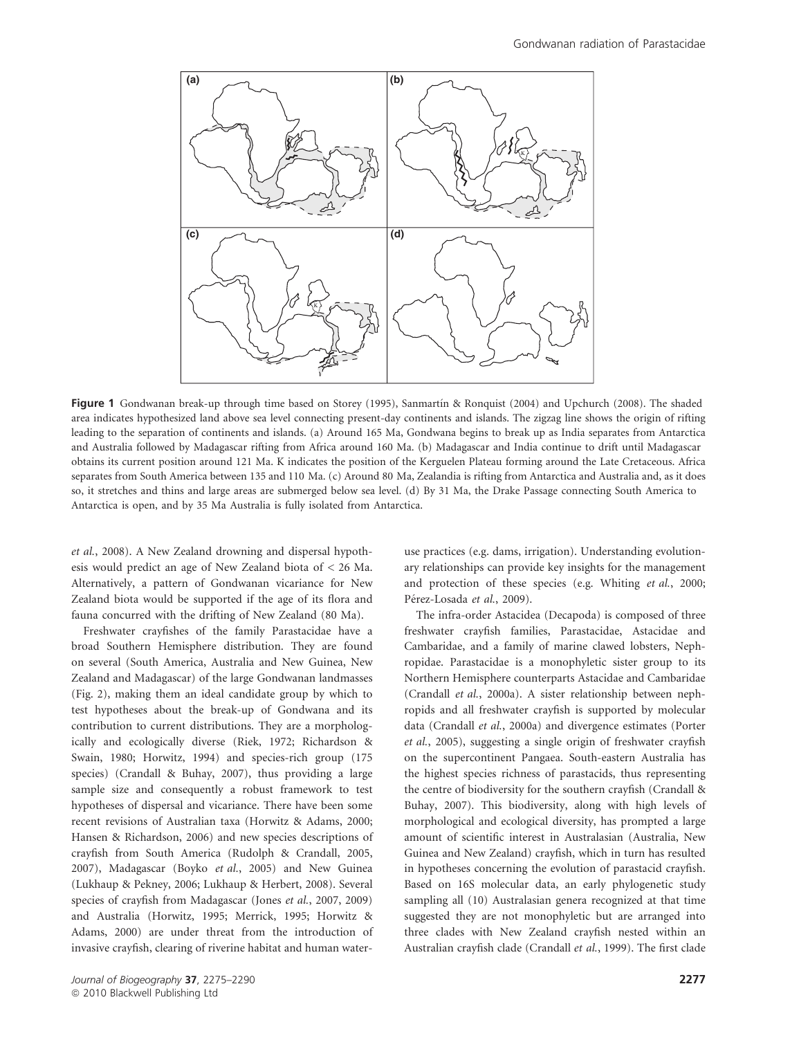**Figure 1** Gondwanan break-up through time based on Storey (1995), Sanmartín & Ronquist (2004) and Upchurch (2008). The shaded area indicates hypothesized land above sea level connecting present-day continents and islands. The zigzag line shows the origin of rifting leading to the separation of continents and islands. (a) Around 165 Ma, Gondwana begins to break up as India separates from Antarctica and Australia followed by Madagascar rifting from Africa around 160 Ma. (b) Madagascar and India continue to drift until Madagascar obtains its current position around 121 Ma. K indicates the position of the Kerguelen Plateau forming around the Late Cretaceous. Africa separates from South America between 135 and 110 Ma. (c) Around 80 Ma, Zealandia is rifting from Antarctica and Australia and, as it does so, it stretches and thins and large areas are submerged below sea level. (d) By 31 Ma, the Drake Passage connecting South America to Antarctica is open, and by 35 Ma Australia is fully isolated from Antarctica.

*et al.*, 2008). A New Zealand drowning and dispersal hypothesis would predict an age of New Zealand biota of < 26 Ma. Alternatively, a pattern of Gondwanan vicariance for New Zealand biota would be supported if the age of its flora and fauna concurred with the drifting of New Zealand (80 Ma).

Freshwater crayfishes of the family Parastacidae have a broad Southern Hemisphere distribution. They are found on several (South America, Australia and New Guinea, New Zealand and Madagascar) of the large Gondwanan landmasses (Fig. 2), making them an ideal candidate group by which to test hypotheses about the break-up of Gondwana and its contribution to current distributions. They are a morphologically and ecologically diverse (Riek, 1972; Richardson & Swain, 1980; Horwitz, 1994) and species-rich group (175 species) (Crandall & Buhay, 2007), thus providing a large sample size and consequently a robust framework to test hypotheses of dispersal and vicariance. There have been some recent revisions of Australian taxa (Horwitz & Adams, 2000; Hansen & Richardson, 2006) and new species descriptions of crayfish from South America (Rudolph & Crandall, 2005, 2007), Madagascar (Boyko *et al.*, 2005) and New Guinea (Lukhaup & Pekney, 2006; Lukhaup & Herbert, 2008). Several species of crayfish from Madagascar (Jones *et al.*, 2007, 2009) and Australia (Horwitz, 1995; Merrick, 1995; Horwitz & Adams, 2000) are under threat from the introduction of invasive crayfish, clearing of riverine habitat and human water-use practices (e.g. dams, irrigation). Understanding evolutionary relationships can provide key insights for the management and protection of these species (e.g. Whiting *et al.*, 2000; Pérez-Losada *et al.*, 2009).

The infra-order Astacidea (Decapoda) is composed of three freshwater crayfish families, Parastacidae, Astacidae and Cambaridae, and a family of marine clawed lobsters, Nephropidae. Parastacidae is a monophyletic sister group to its Northern Hemisphere counterparts Astacidae and Cambaridae (Crandall *et al.*, 2000a). A sister relationship between nephropids and all freshwater crayfish is supported by molecular data (Crandall *et al.*, 2000a) and divergence estimates (Porter *et al.*, 2005), suggesting a single origin of freshwater crayfish on the supercontinent Pangaea. South-eastern Australia has the highest species richness of parastacids, thus representing the centre of biodiversity for the southern crayfish (Crandall & Buhay, 2007). This biodiversity, along with high levels of morphological and ecological diversity, has prompted a large amount of scientific interest in Australasian (Australia, New Guinea and New Zealand) crayfish, which in turn has resulted in hypotheses concerning the evolution of parastacid crayfish. Based on 16S molecular data, an early phylogenetic study sampling all (10) Australasian genera recognized at that time suggested they are not monophyletic but are arranged into three clades with New Zealand crayfish nested within an Australian crayfish clade (Crandall *et al.*, 1999). The first clade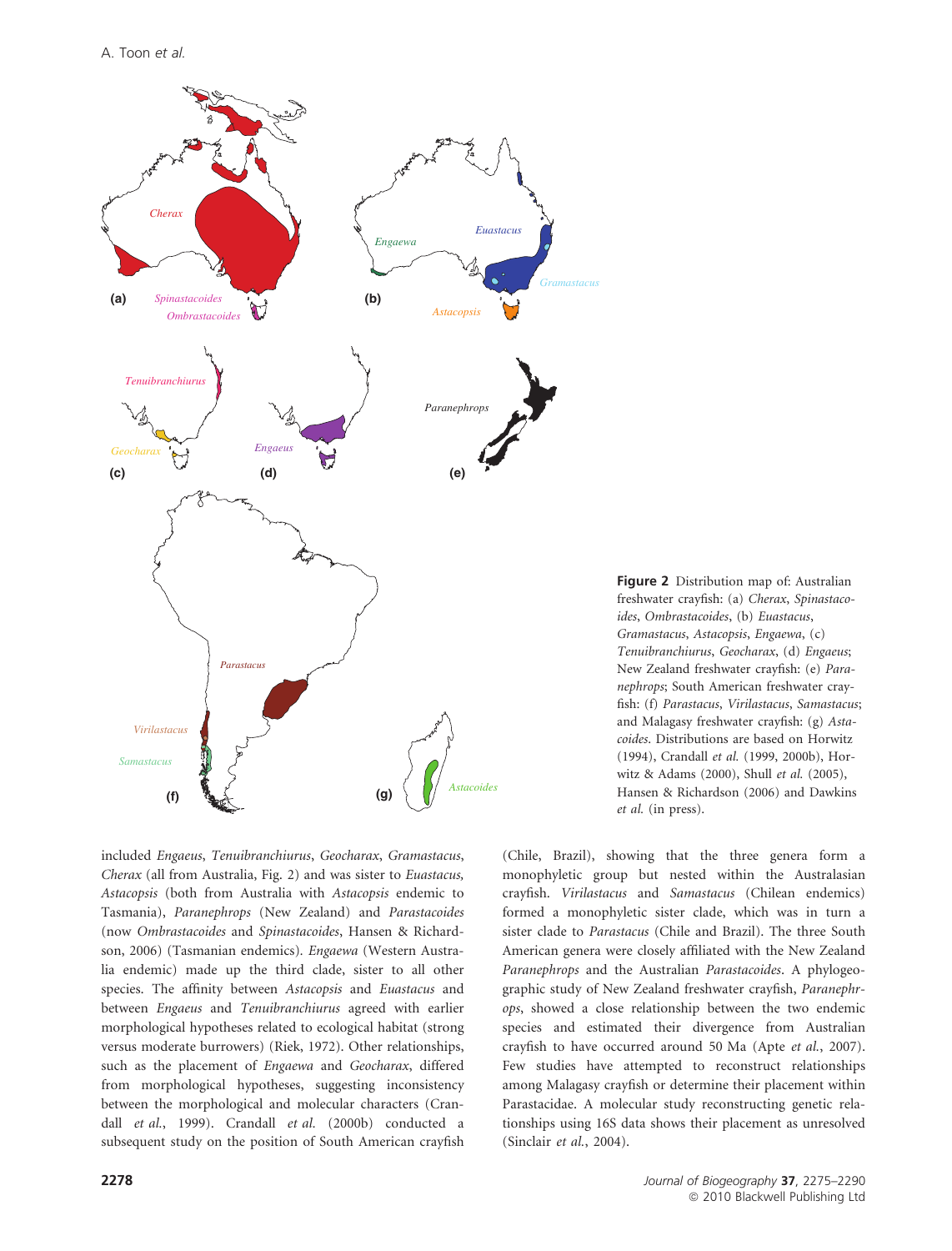**Figure 2** Distribution map of: Australian freshwater crayfish: (a) *Cherax*, *Spinastacoides*, *Ombrastacoides*, (b) *Euastacus*, *Gramastacus*, *Astacopsis*, *Engaewa*, (c) *Tenuibranchiurus*, *Geocharax*, (d) *Engaeus*; New Zealand freshwater crayfish: (e) *Paranephrops*; South American freshwater crayfish: (f) *Parastacus*, *Virilastacus*, *Samastacus*; and Malagasy freshwater crayfish: (g) *Astacoides*. Distributions are based on Horwitz (1994), Crandall *et al.* (1999, 2000b), Horwitz & Adams (2000), Shull *et al.* (2005), Hansen & Richardson (2006) and Dawkins *et al.* (in press).

included *Engaeus*, *Tenuibranchiurus*, *Geocharax*, *Gramastacus*, *Cherax* (all from Australia, Fig. 2) and was sister to *Euastacus*, *Astacopsis* (both from Australia with *Astacopsis* endemic to Tasmania), *Paranephrops* (New Zealand) and *Parastacoides* (now *Ombrastacoides* and *Spinastacoides*, Hansen & Richardson, 2006) (Tasmanian endemics). *Engaewa* (Western Australia endemic) made up the third clade, sister to all other species. The affinity between *Astacopsis* and *Euastacus* and between *Engaeus* and *Tenuibranchiurus* agreed with earlier morphological hypotheses related to ecological habitat (strong versus moderate burrowers) (Riek, 1972). Other relationships, such as the placement of *Engaewa* and *Geocharax*, differed from morphological hypotheses, suggesting inconsistency between the morphological and molecular characters (Crandall *et al.*, 1999). Crandall *et al.* (2000b) conducted a subsequent study on the position of South American crayfish (Chile, Brazil), showing that the three genera form a monophyletic group but nested within the Australasian crayfish. *Virilastacus* and *Samastacus* (Chilean endemics) formed a monophyletic sister clade, which was in turn a sister clade to *Parastacus* (Chile and Brazil). The three South American genera were closely affiliated with the New Zealand *Paranephrops* and the Australian *Parastacoides*. A phylogeographic study of New Zealand freshwater crayfish, *Paranephrops*, showed a close relationship between the two endemic species and estimated their divergence from Australian crayfish to have occurred around 50 Ma (Apte *et al.*, 2007). Few studies have attempted to reconstruct relationships among Malagasy crayfish or determine their placement within Parastacidae. A molecular study reconstructing genetic relationships using 16S data shows their placement as unresolved (Sinclair *et al.*, 2004).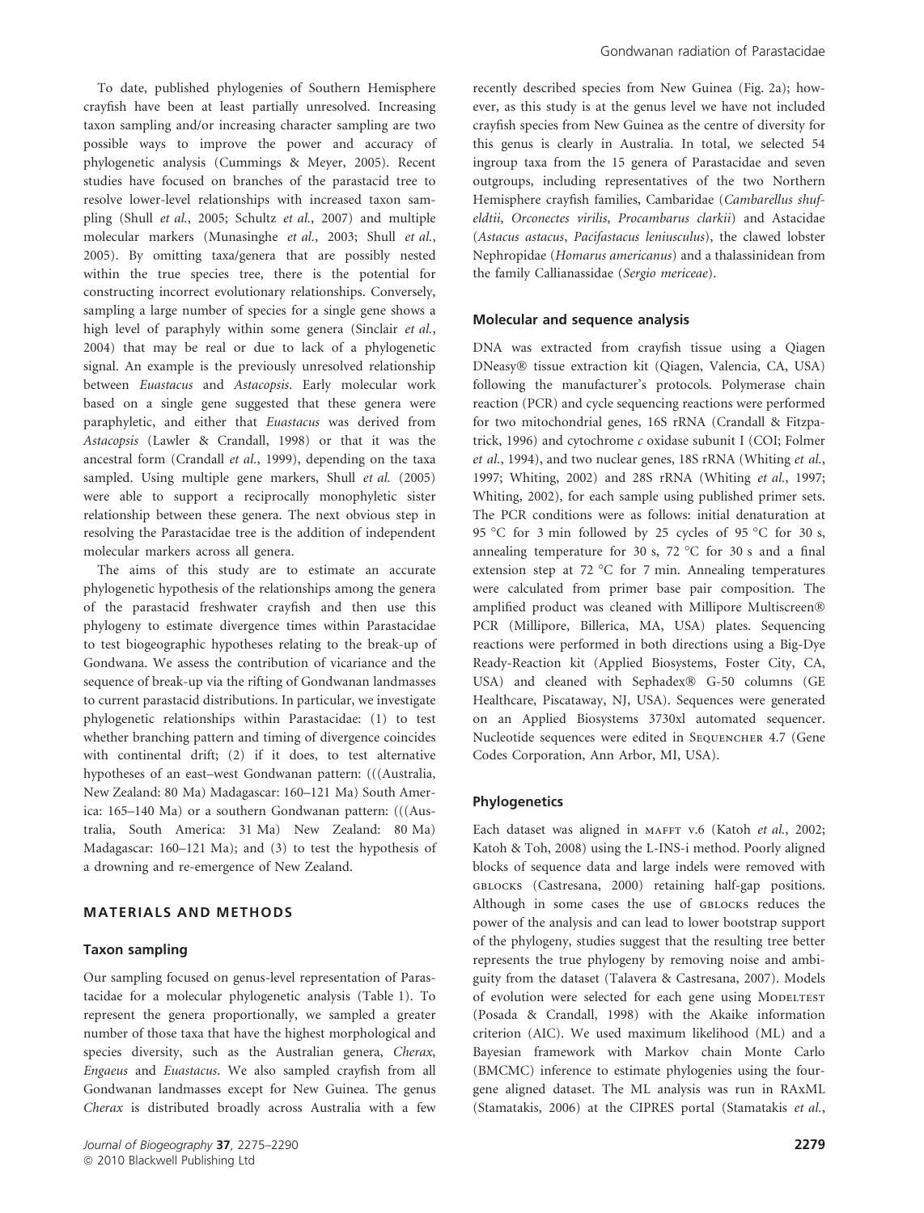To date, published phylogenies of Southern Hemisphere crayfish have been at least partially unresolved. Increasing taxon sampling and/or increasing character sampling are two possible ways to improve the power and accuracy of phylogenetic analysis (Cummings & Meyer, 2005). Recent studies have focused on branches of the parastacid tree to resolve lower-level relationships with increased taxon sampling (Shull *et al.*, 2005; Schultz *et al.*, 2007) and multiple molecular markers (Munasinghe *et al.*, 2003; Shull *et al.*, 2005). By omitting taxa/genera that are possibly nested within the true species tree, there is the potential for constructing incorrect evolutionary relationships. Conversely, sampling a large number of species for a single gene shows a high level of paraphyly within some genera (Sinclair *et al.*, 2004) that may be real or due to lack of a phylogenetic signal. An example is the previously unresolved relationship between *Euastacus* and *Astacopsis*. Early molecular work based on a single gene suggested that these genera were paraphyletic, and either that *Euastacus* was derived from *Astacopsis* (Lawler & Crandall, 1998) or that it was the ancestral form (Crandall *et al.*, 1999), depending on the taxa sampled. Using multiple gene markers, Shull *et al.* (2005) were able to support a reciprocally monophyletic sister relationship between these genera. The next obvious step in resolving the Parastacidae tree is the addition of independent molecular markers across all genera.

The aims of this study are to estimate an accurate phylogenetic hypothesis of the relationships among the genera of the parastacid freshwater crayfish and then use this phylogeny to estimate divergence times within Parastacidae to test biogeographic hypotheses relating to the break-up of Gondwana. We assess the contribution of vicariance and the sequence of break-up via the rifting of Gondwanan landmasses to current parastacid distributions. In particular, we investigate phylogenetic relationships within Parastacidae: (1) to test whether branching pattern and timing of divergence coincides with continental drift; (2) if it does, to test alternative hypotheses of an east–west Gondwanan pattern: (((Australia, New Zealand: 80 Ma) Madagascar: 160–121 Ma) South America: 165–140 Ma) or a southern Gondwanan pattern: (((Australia, South America: 31 Ma) New Zealand: 80 Ma) Madagascar: 160–121 Ma); and (3) to test the hypothesis of a drowning and re-emergence of New Zealand.

## MATERIALS AND METHODS

### Taxon sampling

Our sampling focused on genus-level representation of Parastacidae for a molecular phylogenetic analysis (Table 1). To represent the genera proportionally, we sampled a greater number of those taxa that have the highest morphological and species diversity, such as the Australian genera, *Cherax*, *Engaeus* and *Euastacus*. We also sampled crayfish from all Gondwanan landmasses except for New Guinea. The genus *Cherax* is distributed broadly across Australia with a few recently described species from New Guinea (Fig. 2a); however, as this study is at the genus level we have not included crayfish species from New Guinea as the centre of diversity for this genus is clearly in Australia. In total, we selected 54 ingroup taxa from the 15 genera of Parastacidae and seven outgroups, including representatives of the two Northern Hemisphere crayfish families, Cambaridae (*Cambarellus shufeldtii*, *Orconectes virilis*, *Procambarus clarkii*) and Astacidae (*Astacus astacus*, *Pacifastacus leniusculus*), the clawed lobster Nephropidae (*Homarus americanus*) and a thalassinidean from the family Callianassidae (*Sergio mericeae*).

### Molecular and sequence analysis

DNA was extracted from crayfish tissue using a Qiagen DNeasy® tissue extraction kit (Qiagen, Valencia, CA, USA) following the manufacturer's protocols. Polymerase chain reaction (PCR) and cycle sequencing reactions were performed for two mitochondrial genes, 16S rRNA (Crandall & Fitzpatrick, 1996) and cytochrome *c* oxidase subunit I (COI; Folmer *et al.*, 1994), and two nuclear genes, 18S rRNA (Whiting *et al.*, 1997; Whiting, 2002) and 28S rRNA (Whiting *et al.*, 1997; Whiting, 2002), for each sample using published primer sets. The PCR conditions were as follows: initial denaturation at 95 °C for 3 min followed by 25 cycles of 95 °C for 30 s, annealing temperature for 30 s, 72 °C for 30 s and a final extension step at 72 °C for 7 min. Annealing temperatures were calculated from primer base pair composition. The amplified product was cleaned with Millipore Multiscreen® PCR (Millipore, Billerica, MA, USA) plates. Sequencing reactions were performed in both directions using a Big-Dye Ready-Reaction kit (Applied Biosystems, Foster City, CA, USA) and cleaned with Sephadex® G-50 columns (GE Healthcare, Piscataway, NJ, USA). Sequences were generated on an Applied Biosystems 3730xl automated sequencer. Nucleotide sequences were edited in Sequencher 4.7 (Gene Codes Corporation, Ann Arbor, MI, USA).

### Phylogenetics

Each dataset was aligned in mafft v.6 (Katoh *et al.*, 2002; Katoh & Toh, 2008) using the L-INS-i method. Poorly aligned blocks of sequence data and large indels were removed with gblocks (Castresana, 2000) retaining half-gap positions. Although in some cases the use of gblocks reduces the power of the analysis and can lead to lower bootstrap support of the phylogeny, studies suggest that the resulting tree better represents the true phylogeny by removing noise and ambiguity from the dataset (Talavera & Castresana, 2007). Models of evolution were selected for each gene using Modeltest (Posada & Crandall, 1998) with the Akaike information criterion (AIC). We used maximum likelihood (ML) and a Bayesian framework with Markov chain Monte Carlo (BMCMC) inference to estimate phylogenies using the four-gene aligned dataset. The ML analysis was run in RAxML (Stamatakis, 2006) at the CIPRES portal (Stamatakis *et al.*,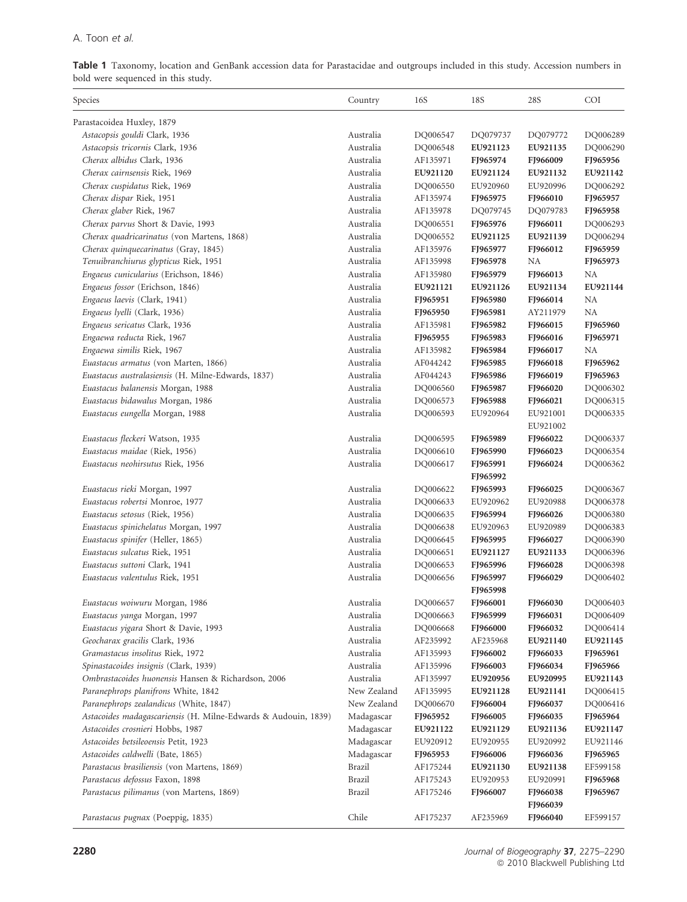**Table 1** Taxonomy, location and GenBank accession data for Parastacidae and outgroups included in this study. Accession numbers in bold were sequenced in this study.

| Species | Country | 16S | 18S | 28S | COI |
|---|---|---|---|---|---|
| Parastacoidea Huxley, 1879 | | | | | |
| *Astacopsis gouldi* Clark, 1936 | Australia | DQ006547 | DQ079737 | DQ079772 | DQ006289 |
| *Astacopsis tricornis* Clark, 1936 | Australia | DQ006548 | **EU921123** | **EU921135** | DQ006290 |
| *Cherax albidus* Clark, 1936 | Australia | AF135971 | **FJ965974** | **FJ966009** | **FJ965956** |
| *Cherax cairnsensis* Riek, 1969 | Australia | **EU921120** | **EU921124** | **EU921132** | **EU921142** |
| *Cherax cuspidatus* Riek, 1969 | Australia | DQ006550 | EU920960 | EU920996 | DQ006292 |
| *Cherax dispar* Riek, 1951 | Australia | AF135974 | **FJ965975** | **FJ966010** | **FJ965957** |
| *Cherax glaber* Riek, 1967 | Australia | AF135978 | DQ079745 | DQ079783 | **FJ965958** |
| *Cherax parvus* Short & Davie, 1993 | Australia | DQ006551 | **FJ965976** | **FJ966011** | DQ006293 |
| *Cherax quadricarinatus* (von Martens, 1868) | Australia | DQ006552 | **EU921125** | **EU921139** | DQ006294 |
| *Cherax quinquecarinatus* (Gray, 1845) | Australia | AF135976 | **FJ965977** | **FJ966012** | **FJ965959** |
| *Tenuibranchiurus glypticus* Riek, 1951 | Australia | AF135998 | **FJ965978** | NA | **FJ965973** |
| *Engaeus cunicularius* (Erichson, 1846) | Australia | AF135980 | **FJ965979** | **FJ966013** | NA |
| *Engaeus fossor* (Erichson, 1846) | Australia | **EU921121** | **EU921126** | **EU921134** | **EU921144** |
| *Engaeus laevis* (Clark, 1941) | Australia | **FJ965951** | **FJ965980** | **FJ966014** | NA |
| *Engaeus lyelli* (Clark, 1936) | Australia | **FJ965950** | **FJ965981** | AY211979 | NA |
| *Engaeus sericatus* Clark, 1936 | Australia | AF135981 | **FJ965982** | **FJ966015** | **FJ965960** |
| *Engaewa reducta* Riek, 1967 | Australia | **FJ965955** | **FJ965983** | **FJ966016** | **FJ965971** |
| *Engaewa similis* Riek, 1967 | Australia | AF135982 | **FJ965984** | **FJ966017** | NA |
| *Euastacus armatus* (von Marten, 1866) | Australia | AF044242 | **FJ965985** | **FJ966018** | **FJ965962** |
| *Euastacus australasiensis* (H. Milne-Edwards, 1837) | Australia | AF044243 | **FJ965986** | **FJ966019** | **FJ965963** |
| *Euastacus balanensis* Morgan, 1988 | Australia | DQ006560 | **FJ965987** | **FJ966020** | DQ006302 |
| *Euastacus bidawalus* Morgan, 1986 | Australia | DQ006573 | **FJ965988** | **FJ966021** | DQ006315 |
| *Euastacus eungella* Morgan, 1988 | Australia | DQ006593 | EU920964 | EU921001 EU921002 | DQ006335 |
| *Euastacus fleckeri* Watson, 1935 | Australia | DQ006595 | **FJ965989** | **FJ966022** | DQ006337 |
| *Euastacus maidae* (Riek, 1956) | Australia | DQ006610 | **FJ965990** | **FJ966023** | DQ006354 |
| *Euastacus neohirsutus* Riek, 1956 | Australia | DQ006617 | **FJ965991** **FJ965992** | **FJ966024** | DQ006362 |
| *Euastacus rieki* Morgan, 1997 | Australia | DQ006622 | **FJ965993** | **FJ966025** | DQ006367 |
| *Euastacus robertsi* Monroe, 1977 | Australia | DQ006633 | EU920962 | EU920988 | DQ006378 |
| *Euastacus setosus* (Riek, 1956) | Australia | DQ006635 | **FJ965994** | **FJ966026** | DQ006380 |
| *Euastacus spinichelatus* Morgan, 1997 | Australia | DQ006638 | EU920963 | EU920989 | DQ006383 |
| *Euastacus spinifer* (Heller, 1865) | Australia | DQ006645 | **FJ965995** | **FJ966027** | DQ006390 |
| *Euastacus sulcatus* Riek, 1951 | Australia | DQ006651 | **EU921127** | **EU921133** | DQ006396 |
| *Euastacus suttoni* Clark, 1941 | Australia | DQ006653 | **FJ965996** | **FJ966028** | DQ006398 |
| *Euastacus valentulus* Riek, 1951 | Australia | DQ006656 | **FJ965997** **FJ965998** | **FJ966029** | DQ006402 |
| *Euastacus woiwuru* Morgan, 1986 | Australia | DQ006657 | **FJ966001** | **FJ966030** | DQ006403 |
| *Euastacus yanga* Morgan, 1997 | Australia | DQ006663 | **FJ965999** | **FJ966031** | DQ006409 |
| *Euastacus yigara* Short & Davie, 1993 | Australia | DQ006668 | **FJ966000** | **FJ966032** | DQ006414 |
| *Geocharax gracilis* Clark, 1936 | Australia | AF235992 | AF235968 | **EU921140** | **EU921145** |
| *Gramastacus insolitus* Riek, 1972 | Australia | AF135993 | **FJ966002** | **FJ966033** | **FJ965961** |
| *Spinastacoides insignis* (Clark, 1939) | Australia | AF135996 | **FJ966003** | **FJ966034** | **FJ965966** |
| *Ombrastacoides huonensis* Hansen & Richardson, 2006 | Australia | AF135997 | EU920956 | EU920995 | **EU921143** |
| *Paranephrops planifrons* White, 1842 | New Zealand | AF135995 | **EU921128** | **EU921141** | DQ006415 |
| *Paranephrops zealandicus* (White, 1847) | New Zealand | DQ006670 | **FJ966004** | **FJ966037** | DQ006416 |
| *Astacoides madagascariensis* (H. Milne-Edwards & Audouin, 1839) | Madagascar | **FJ965952** | **FJ966005** | **FJ966035** | **FJ965964** |
| *Astacoides crosnieri* Hobbs, 1987 | Madagascar | **EU921122** | **EU921129** | **EU921136** | **EU921147** |
| *Astacoides betsileoensis* Petit, 1923 | Madagascar | EU920912 | EU920955 | EU920992 | EU921146 |
| *Astacoides caldwelli* (Bate, 1865) | Madagascar | **FJ965953** | **FJ966006** | **FJ966036** | **FJ965965** |
| *Parastacus brasiliensis* (von Martens, 1869) | Brazil | AF175244 | **EU921130** | **EU921138** | EF599158 |
| *Parastacus defossus* Faxon, 1898 | Brazil | AF175243 | EU920953 | EU920991 | **FJ965968** |
| *Parastacus pilimanus* (von Martens, 1869) | Brazil | AF175246 | **FJ966007** | **FJ966038** **FJ966039** | **FJ965967** |
| *Parastacus pugnax* (Poeppig, 1835) | Chile | AF175237 | AF235969 | **FJ966040** | EF599157 |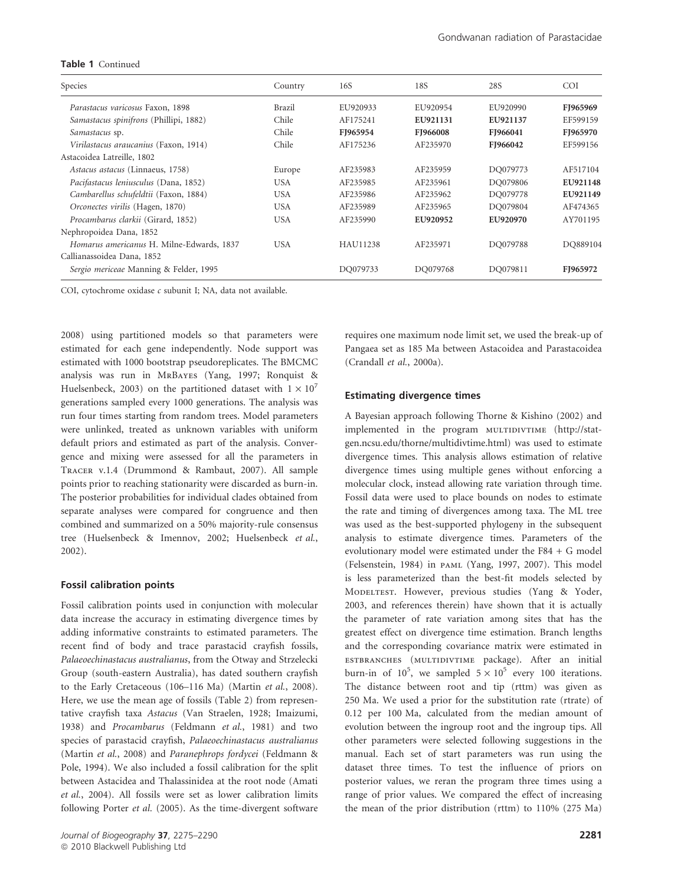**Table 1** Continued

| Species | Country | 16S | 18S | 28S | COI |
|---|---|---|---|---|---|
| *Parastacus varicosus* Faxon, 1898 | Brazil | EU920933 | EU920954 | EU920990 | **FJ965969** |
| *Samastacus spinifrons* (Phillipi, 1882) | Chile | AF175241 | **EU921131** | **EU921137** | EF599159 |
| *Samastacus* sp. | Chile | **FJ965954** | **FJ966008** | **FJ966041** | **FJ965970** |
| *Virilastacus araucanius* (Faxon, 1914) | Chile | AF175236 | AF235970 | **FJ966042** | EF599156 |
| Astacoidea Latreille, 1802 | | | | | |
| *Astacus astacus* (Linnaeus, 1758) | Europe | AF235983 | AF235959 | DQ079773 | AF517104 |
| *Pacifastacus leniusculus* (Dana, 1852) | USA | AF235985 | AF235961 | DQ079806 | **EU921148** |
| *Cambarellus schufeldtii* (Faxon, 1884) | USA | AF235986 | AF235962 | DQ079778 | **EU921149** |
| *Orconectes virilis* (Hagen, 1870) | USA | AF235989 | AF235965 | DQ079804 | AF474365 |
| *Procambarus clarkii* (Girard, 1852) | USA | AF235990 | **EU920952** | **EU920970** | AY701195 |
| Nephropoidea Dana, 1852 | | | | | |
| *Homarus americanus* H. Milne-Edwards, 1837 | USA | HAU11238 | AF235971 | DQ079788 | DQ889104 |
| Callianassoidea Dana, 1852 | | | | | |
| *Sergio mericeae* Manning & Felder, 1995 | | DQ079733 | DQ079768 | DQ079811 | **FJ965972** |

COI, cytochrome oxidase *c* subunit I; NA, data not available.

2008) using partitioned models so that parameters were estimated for each gene independently. Node support was estimated with 1000 bootstrap pseudoreplicates. The BMCMC analysis was run in MrBayes (Yang, 1997; Ronquist & Huelsenbeck, 2003) on the partitioned dataset with $1 \times 10^7$ generations sampled every 1000 generations. The analysis was run four times starting from random trees. Model parameters were unlinked, treated as unknown variables with uniform default priors and estimated as part of the analysis. Convergence and mixing were assessed for all the parameters in Tracer v.1.4 (Drummond & Rambaut, 2007). All sample points prior to reaching stationarity were discarded as burn-in. The posterior probabilities for individual clades obtained from separate analyses were compared for congruence and then combined and summarized on a 50% majority-rule consensus tree (Huelsenbeck & Imennov, 2002; Huelsenbeck *et al.*, 2002).

### Fossil calibration points

Fossil calibration points used in conjunction with molecular data increase the accuracy in estimating divergence times by adding informative constraints to estimated parameters. The recent find of body and trace parastacid crayfish fossils, *Palaeoechinastacus australianus*, from the Otway and Strzelecki Group (south-eastern Australia), has dated southern crayfish to the Early Cretaceous (106–116 Ma) (Martin *et al.*, 2008). Here, we use the mean age of fossils (Table 2) from representative crayfish taxa *Astacus* (Van Straelen, 1928; Imaizumi, 1938) and *Procambarus* (Feldmann *et al.*, 1981) and two species of parastacid crayfish, *Palaeoechinastacus australianus* (Martin *et al.*, 2008) and *Paranephrops fordycei* (Feldmann & Pole, 1994). We also included a fossil calibration for the split between Astacidea and Thalassinidea at the root node (Amati *et al.*, 2004). All fossils were set as lower calibration limits following Porter *et al.* (2005). As the time-divergent software requires one maximum node limit set, we used the break-up of Pangaea set as 185 Ma between Astacoidea and Parastacoidea (Crandall *et al.*, 2000a).

### Estimating divergence times

A Bayesian approach following Thorne & Kishino (2002) and implemented in the program multidivtime (http://statgen.ncsu.edu/thorne/multidivtime.html) was used to estimate divergence times. This analysis allows estimation of relative divergence times using multiple genes without enforcing a molecular clock, instead allowing rate variation through time. Fossil data were used to place bounds on nodes to estimate the rate and timing of divergences among taxa. The ML tree was used as the best-supported phylogeny in the subsequent analysis to estimate divergence times. Parameters of the evolutionary model were estimated under the F84 + G model (Felsenstein, 1984) in paml (Yang, 1997, 2007). This model is less parameterized than the best-fit models selected by Modeltest. However, previous studies (Yang & Yoder, 2003, and references therein) have shown that it is actually the parameter of rate variation among sites that has the greatest effect on divergence time estimation. Branch lengths and the corresponding covariance matrix were estimated in estbranches (multidivtime package). After an initial burn-in of $10^5$, we sampled $5 \times 10^5$ every 100 iterations. The distance between root and tip (rttm) was given as 250 Ma. We used a prior for the substitution rate (rtrate) of 0.12 per 100 Ma, calculated from the median amount of evolution between the ingroup root and the ingroup tips. All other parameters were selected following suggestions in the manual. Each set of start parameters was run using the dataset three times. To test the influence of priors on posterior values, we reran the program three times using a range of prior values. We compared the effect of increasing the mean of the prior distribution (rttm) to 110% (275 Ma)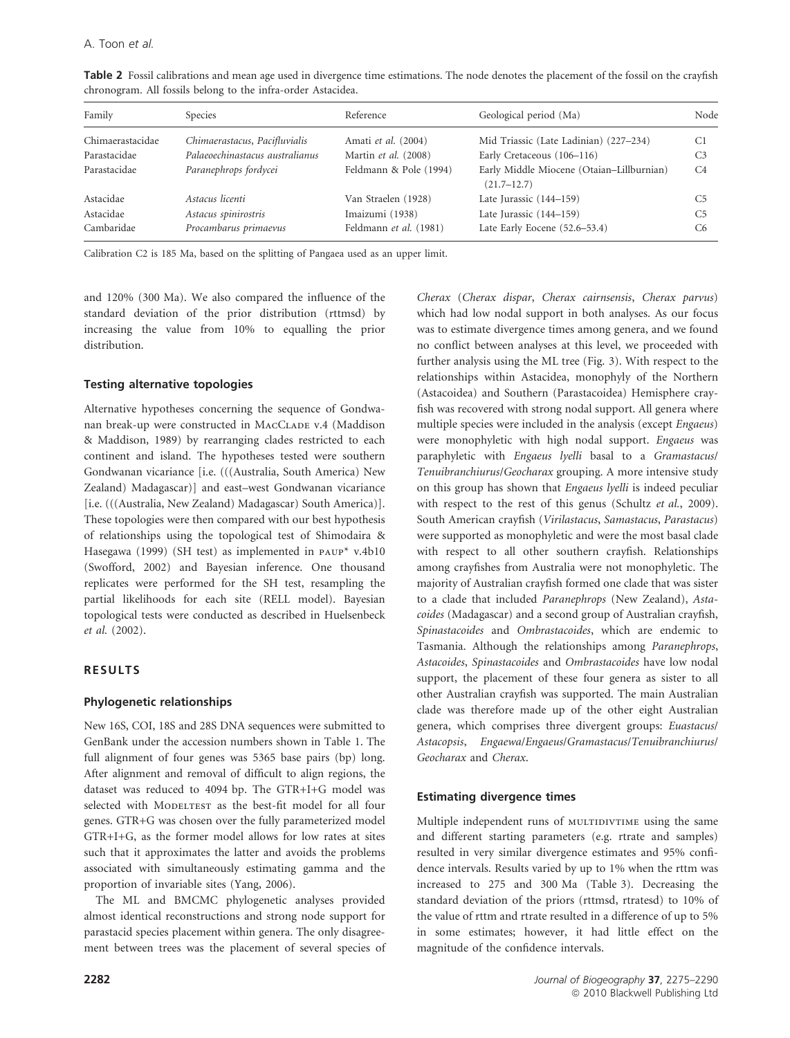**Table 2** Fossil calibrations and mean age used in divergence time estimations. The node denotes the placement of the fossil on the crayfish chronogram. All fossils belong to the infra-order Astacidea.

| Family | Species | Reference | Geological period (Ma) | Node |
|---|---|---|---|---|
| Chimaerastacidae | *Chimaerastacus*, *Pacifluvialis* | Amati *et al.* (2004) | Mid Triassic (Late Ladinian) (227–234) | C1 |
| Parastacidae | *Palaeoechinastacus australianus* | Martin *et al.* (2008) | Early Cretaceous (106–116) | C3 |
| Parastacidae | *Paranephrops fordycei* | Feldmann & Pole (1994) | Early Middle Miocene (Otaian–Lillburnian) (21.7–12.7) | C4 |
| Astacidae | *Astacus licenti* | Van Straelen (1928) | Late Jurassic (144–159) | C5 |
| Astacidae | *Astacus spinirostris* | Imaizumi (1938) | Late Jurassic (144–159) | C5 |
| Cambaridae | *Procambarus primaevus* | Feldmann *et al.* (1981) | Late Early Eocene (52.6–53.4) | C6 |

Calibration C2 is 185 Ma, based on the splitting of Pangaea used as an upper limit.

and 120% (300 Ma). We also compared the influence of the standard deviation of the prior distribution (rtttmsd) by increasing the value from 10% to equalling the prior distribution.

### Testing alternative topologies

Alternative hypotheses concerning the sequence of Gondwanan break-up were constructed in MacClade v.4 (Maddison & Maddison, 1989) by rearranging clades restricted to each continent and island. The hypotheses tested were southern Gondwanan vicariance [i.e. (((Australia, South America) New Zealand) Madagascar)] and east–west Gondwanan vicariance [i.e. (((Australia, New Zealand) Madagascar) South America)]. These topologies were then compared with our best hypothesis of relationships using the topological test of Shimodaira & Hasegawa (1999) (SH test) as implemented in paup* v.4b10 (Swofford, 2002) and Bayesian inference. One thousand replicates were performed for the SH test, resampling the partial likelihoods for each site (RELL model). Bayesian topological tests were conducted as described in Huelsenbeck *et al.* (2002).

## RESULTS

### Phylogenetic relationships

New 16S, COI, 18S and 28S DNA sequences were submitted to GenBank under the accession numbers shown in Table 1. The full alignment of four genes was 5365 base pairs (bp) long. After alignment and removal of difficult to align regions, the dataset was reduced to 4094 bp. The GTR+I+G model was selected with Modeltest as the best-fit model for all four genes. GTR+G was chosen over the fully parameterized model GTR+I+G, as the former model allows for low rates at sites such that it approximates the latter and avoids the problems associated with simultaneously estimating gamma and the proportion of invariable sites (Yang, 2006).

The ML and BMCMC phylogenetic analyses provided almost identical reconstructions and strong node support for parastacid species placement within genera. The only disagreement between trees was the placement of several species of *Cherax* (*Cherax dispar*, *Cherax cairnsensis*, *Cherax parvus*) which had low nodal support in both analyses. As our focus was to estimate divergence times among genera, and we found no conflict between analyses at this level, we proceeded with further analysis using the ML tree (Fig. 3). With respect to the relationships within Astacidea, monophyly of the Northern (Astacoidea) and Southern (Parastacoidea) Hemisphere crayfish was recovered with strong nodal support. All genera where multiple species were included in the analysis (except *Engaeus*) were monophyletic with high nodal support. *Engaeus* was paraphyletic with *Engaeus lyelli* basal to a *Gramastacus*/*Tenuibranchiurus*/*Geocharax* grouping. A more intensive study on this group has shown that *Engaeus lyelli* is indeed peculiar with respect to the rest of this genus (Schultz *et al.*, 2009). South American crayfish (*Virilastacus*, *Samastacus*, *Parastacus*) were supported as monophyletic and were the most basal clade with respect to all other southern crayfish. Relationships among crayfishes from Australia were not monophyletic. The majority of Australian crayfish formed one clade that was sister to a clade that included *Paranephrops* (New Zealand), *Astacoides* (Madagascar) and a second group of Australian crayfish, *Spinastacoides* and *Ombrastacoides*, which are endemic to Tasmania. Although the relationships among *Paranephrops*, *Astacoides*, *Spinastacoides* and *Ombrastacoides* have low nodal support, the placement of these four genera as sister to all other Australian crayfish was supported. The main Australian clade was therefore made up of the other eight Australian genera, which comprises three divergent groups: *Euastacus*/*Astacopsis*, *Engaewa*/*Engaeus*/*Gramastacus*/*Tenuibranchiurus*/*Geocharax* and *Cherax*.

### Estimating divergence times

Multiple independent runs of multidivtime using the same and different starting parameters (e.g. rtrate and samples) resulted in very similar divergence estimates and 95% confidence intervals. Results varied by up to 1% when the rttm was increased to 275 and 300 Ma (Table 3). Decreasing the standard deviation of the priors (rttmsd, rtratesd) to 10% of the value of rttm and rtrate resulted in a difference of up to 5% in some estimates; however, it had little effect on the magnitude of the confidence intervals.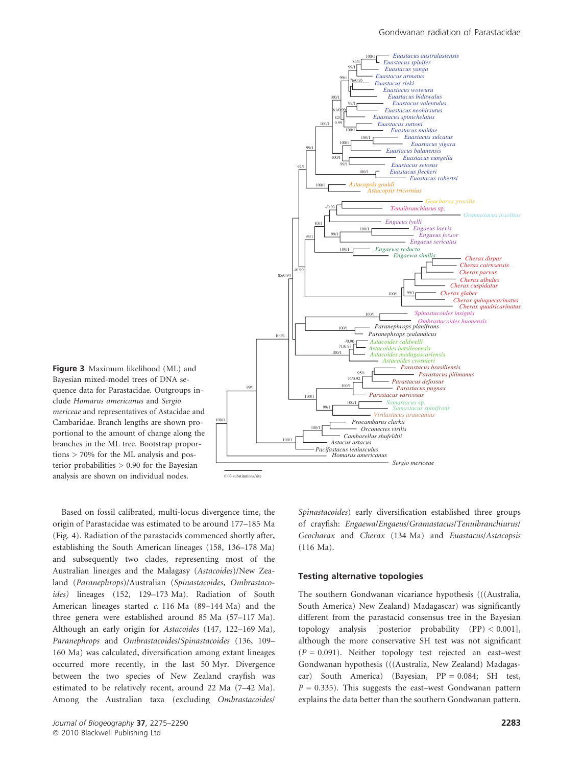**Figure 3** Maximum likelihood (ML) and Bayesian mixed-model trees of DNA sequence data for Parastacidae. Outgroups include *Homarus americanus* and *Sergio mericeae* and representatives of Astacidae and Cambaridae. Branch lengths are shown proportional to the amount of change along the branches in the ML tree. Bootstrap proportions > 70% for the ML analysis and posterior probabilities > 0.90 for the Bayesian analysis are shown on individual nodes.

Based on fossil calibrated, multi-locus divergence time, the origin of Parastacidae was estimated to be around 177–185 Ma (Fig. 4). Radiation of the parastacids commenced shortly after, establishing the South American lineages (158, 136–178 Ma) and subsequently two clades, representing most of the Australian lineages and the Malagasy (*Astacoides*)/New Zealand (*Paranephrops*)/Australian (*Spinastacoides*, *Ombrastacoides*) lineages (152, 129–173 Ma). Radiation of South American lineages started *c.* 116 Ma (89–144 Ma) and the three genera were established around 85 Ma (57–117 Ma). Although an early origin for *Astacoides* (147, 122–169 Ma), *Paranephrops* and *Ombrastacoides*/*Spinastacoides* (136, 109–160 Ma) was calculated, diversification among extant lineages occurred more recently, in the last 50 Myr. Divergence between the two species of New Zealand crayfish was estimated to be relatively recent, around 22 Ma (7–42 Ma). Among the Australian taxa (excluding *Ombrastacoides*/*Spinastacoides*) early diversification established three groups of crayfish: *Engaewa*/*Engaeus*/*Gramastacus*/*Tenuibranchiurus*/*Geocharax* and *Cherax* (134 Ma) and *Euastacus*/*Astacopsis* (116 Ma).

## Testing alternative topologies

The southern Gondwanan vicariance hypothesis (((Australia, South America) New Zealand) Madagascar) was significantly different from the parastacid consensus tree in the Bayesian topology analysis [posterior probability (PP) < 0.001], although the more conservative SH test was not significant ($P = 0.091$). Neither topology test rejected an east–west Gondwanan hypothesis (((Australia, New Zealand) Madagascar) South America) (Bayesian, PP = 0.084; SH test, $P = 0.335$). This suggests the east–west Gondwanan pattern explains the data better than the southern Gondwanan pattern.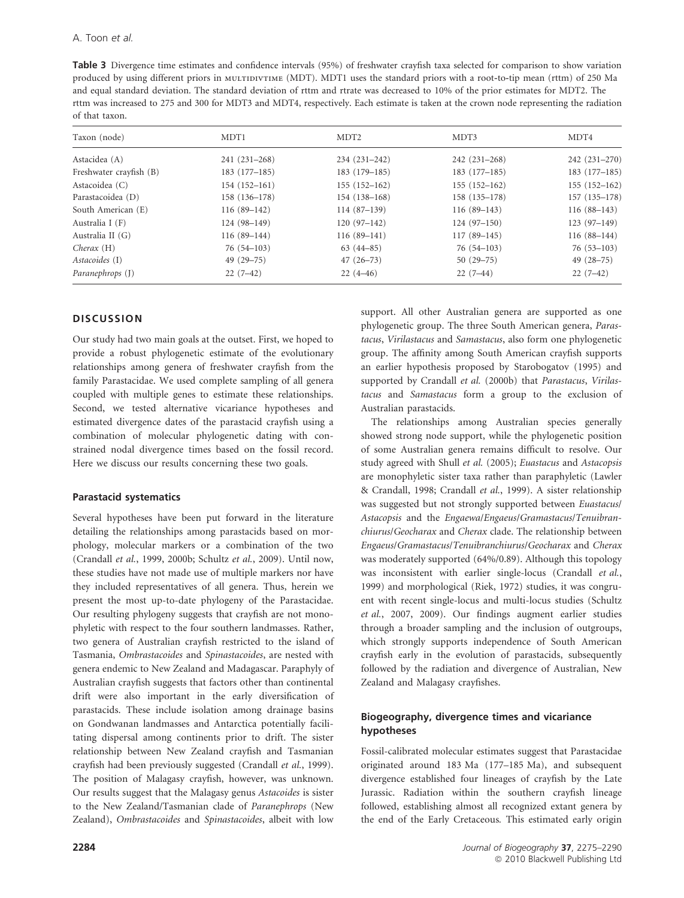**Table 3** Divergence time estimates and confidence intervals (95%) of freshwater crayfish taxa selected for comparison to show variation produced by using different priors in MULTIDIVTIME (MDT). MDT1 uses the standard priors with a root-to-tip mean (rttm) of 250 Ma and equal standard deviation. The standard deviation of rttm and rtrate was decreased to 10% of the prior estimates for MDT2. The rttm was increased to 275 and 300 for MDT3 and MDT4, respectively. Each estimate is taken at the crown node representing the radiation of that taxon.

| Taxon (node) | MDT1 | MDT2 | MDT3 | MDT4 |
|---|---|---|---|---|
| Astacidea (A) | 241 (231–268) | 234 (231–242) | 242 (231–268) | 242 (231–270) |
| Freshwater crayfish (B) | 183 (177–185) | 183 (179–185) | 183 (177–185) | 183 (177–185) |
| Astacoidea (C) | 154 (152–161) | 155 (152–162) | 155 (152–162) | 155 (152–162) |
| Parastacoidea (D) | 158 (136–178) | 154 (138–168) | 158 (135–178) | 157 (135–178) |
| South American (E) | 116 (89–142) | 114 (87–139) | 116 (89–143) | 116 (88–143) |
| Australia I (F) | 124 (98–149) | 120 (97–142) | 124 (97–150) | 123 (97–149) |
| Australia II (G) | 116 (89–144) | 116 (89–141) | 117 (89–145) | 116 (88–144) |
| *Cherax* (H) | 76 (54–103) | 63 (44–85) | 76 (54–103) | 76 (53–103) |
| *Astacoides* (I) | 49 (29–75) | 47 (26–73) | 50 (29–75) | 49 (28–75) |
| *Paranephrops* (J) | 22 (7–42) | 22 (4–46) | 22 (7–44) | 22 (7–42) |

## DISCUSSION

Our study had two main goals at the outset. First, we hoped to provide a robust phylogenetic estimate of the evolutionary relationships among genera of freshwater crayfish from the family Parastacidae. We used complete sampling of all genera coupled with multiple genes to estimate these relationships. Second, we tested alternative vicariance hypotheses and estimated divergence dates of the parastacid crayfish using a combination of molecular phylogenetic dating with constrained nodal divergence times based on the fossil record. Here we discuss our results concerning these two goals.

### Parastacid systematics

Several hypotheses have been put forward in the literature detailing the relationships among parastacids based on morphology, molecular markers or a combination of the two (Crandall *et al.*, 1999, 2000b; Schultz *et al.*, 2009). Until now, these studies have not made use of multiple markers nor have they included representatives of all genera. Thus, herein we present the most up-to-date phylogeny of the Parastacidae. Our resulting phylogeny suggests that crayfish are not monophyletic with respect to the four southern landmasses. Rather, two genera of Australian crayfish restricted to the island of Tasmania, *Ombrastacoides* and *Spinastacoides*, are nested with genera endemic to New Zealand and Madagascar. Paraphyly of Australian crayfish suggests that factors other than continental drift were also important in the early diversification of parastacids. These include isolation among drainage basins on Gondwanan landmasses and Antarctica potentially facilitating dispersal among continents prior to drift. The sister relationship between New Zealand crayfish and Tasmanian crayfish had been previously suggested (Crandall *et al.*, 1999). The position of Malagasy crayfish, however, was unknown. Our results suggest that the Malagasy genus *Astacoides* is sister to the New Zealand/Tasmanian clade of *Paranephrops* (New Zealand), *Ombrastacoides* and *Spinastacoides*, albeit with low support. All other Australian genera are supported as one phylogenetic group. The three South American genera, *Parastacus*, *Virilastacus* and *Samastacus*, also form one phylogenetic group. The affinity among South American crayfish supports an earlier hypothesis proposed by Starobogatov (1995) and supported by Crandall *et al.* (2000b) that *Parastacus*, *Virilastacus* and *Samastacus* form a group to the exclusion of Australian parastacids.

The relationships among Australian species generally showed strong node support, while the phylogenetic position of some Australian genera remains difficult to resolve. Our study agreed with Shull *et al.* (2005); *Euastacus* and *Astacopsis* are monophyletic sister taxa rather than paraphyletic (Lawler & Crandall, 1998; Crandall *et al.*, 1999). A sister relationship was suggested but not strongly supported between *Euastacus*/*Astacopsis* and the *Engaewa*/*Engaeus*/*Gramastacus*/*Tenuibranchiurus*/*Geocharax* and *Cherax* clade. The relationship between *Engaeus*/*Gramastacus*/*Tenuibranchiurus*/*Geocharax* and *Cherax* was moderately supported (64%/0.89). Although this topology was inconsistent with earlier single-locus (Crandall *et al.*, 1999) and morphological (Riek, 1972) studies, it was congruent with recent single-locus and multi-locus studies (Schultz *et al.*, 2007, 2009). Our findings augment earlier studies through a broader sampling and the inclusion of outgroups, which strongly supports independence of South American crayfish early in the evolution of parastacids, subsequently followed by the radiation and divergence of Australian, New Zealand and Malagasy crayfishes.

### Biogeography, divergence times and vicariance hypotheses

Fossil-calibrated molecular estimates suggest that Parastacidae originated around 183 Ma (177–185 Ma), and subsequent divergence established four lineages of crayfish by the Late Jurassic. Radiation within the southern crayfish lineage followed, establishing almost all recognized extant genera by the end of the Early Cretaceous. This estimated early origin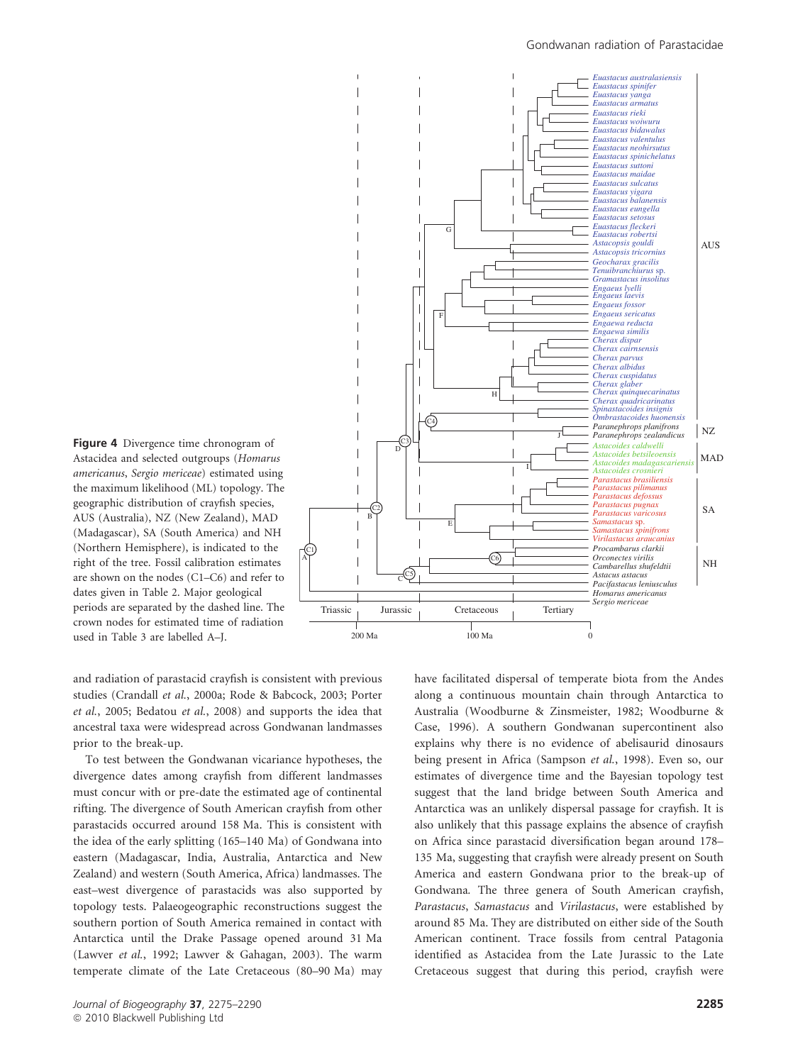**Figure 4** Divergence time chronogram of Astacidea and selected outgroups (*Homarus americanus*, *Sergio mericeae*) estimated using the maximum likelihood (ML) topology. The geographic distribution of crayfish species, AUS (Australia), NZ (New Zealand), MAD (Madagascar), SA (South America) and NH (Northern Hemisphere), is indicated to the right of the tree. Fossil calibration estimates are shown on the nodes (C1–C6) and refer to dates given in Table 2. Major geological periods are separated by the dashed line. The crown nodes for estimated time of radiation used in Table 3 are labelled A–J.

and radiation of parastacid crayfish is consistent with previous studies (Crandall *et al.*, 2000a; Rode & Babcock, 2003; Porter *et al.*, 2005; Bedatou *et al.*, 2008) and supports the idea that ancestral taxa were widespread across Gondwanan landmasses prior to the break-up.

To test between the Gondwanan vicariance hypotheses, the divergence dates among crayfish from different landmasses must concur with or pre-date the estimated age of continental rifting. The divergence of South American crayfish from other parastacids occurred around 158 Ma. This is consistent with the idea of the early splitting (165–140 Ma) of Gondwana into eastern (Madagascar, India, Australia, Antarctica and New Zealand) and western (South America, Africa) landmasses. The east–west divergence of parastacids was also supported by topology tests. Palaeogeographic reconstructions suggest the southern portion of South America remained in contact with Antarctica until the Drake Passage opened around 31 Ma (Lawver *et al.*, 1992; Lawver & Gahagan, 2003). The warm temperate climate of the Late Cretaceous (80–90 Ma) may have facilitated dispersal of temperate biota from the Andes along a continuous mountain chain through Antarctica to Australia (Woodburne & Zinsmeister, 1982; Woodburne & Case, 1996). A southern Gondwanan supercontinent also explains why there is no evidence of abelisaurid dinosaurs being present in Africa (Sampson *et al.*, 1998). Even so, our estimates of divergence time and the Bayesian topology test suggest that the land bridge between South America and Antarctica was an unlikely dispersal passage for crayfish. It is also unlikely that this passage explains the absence of crayfish on Africa since parastacid diversification began around 178–135 Ma, suggesting that crayfish were already present on South America and eastern Gondwana prior to the break-up of Gondwana. The three genera of South American crayfish, *Parastacus*, *Samastacus* and *Virilastacus*, were established by around 85 Ma. They are distributed on either side of the South American continent. Trace fossils from central Patagonia identified as Astacidea from the Late Jurassic to the Late Cretaceous suggest that during this period, crayfish were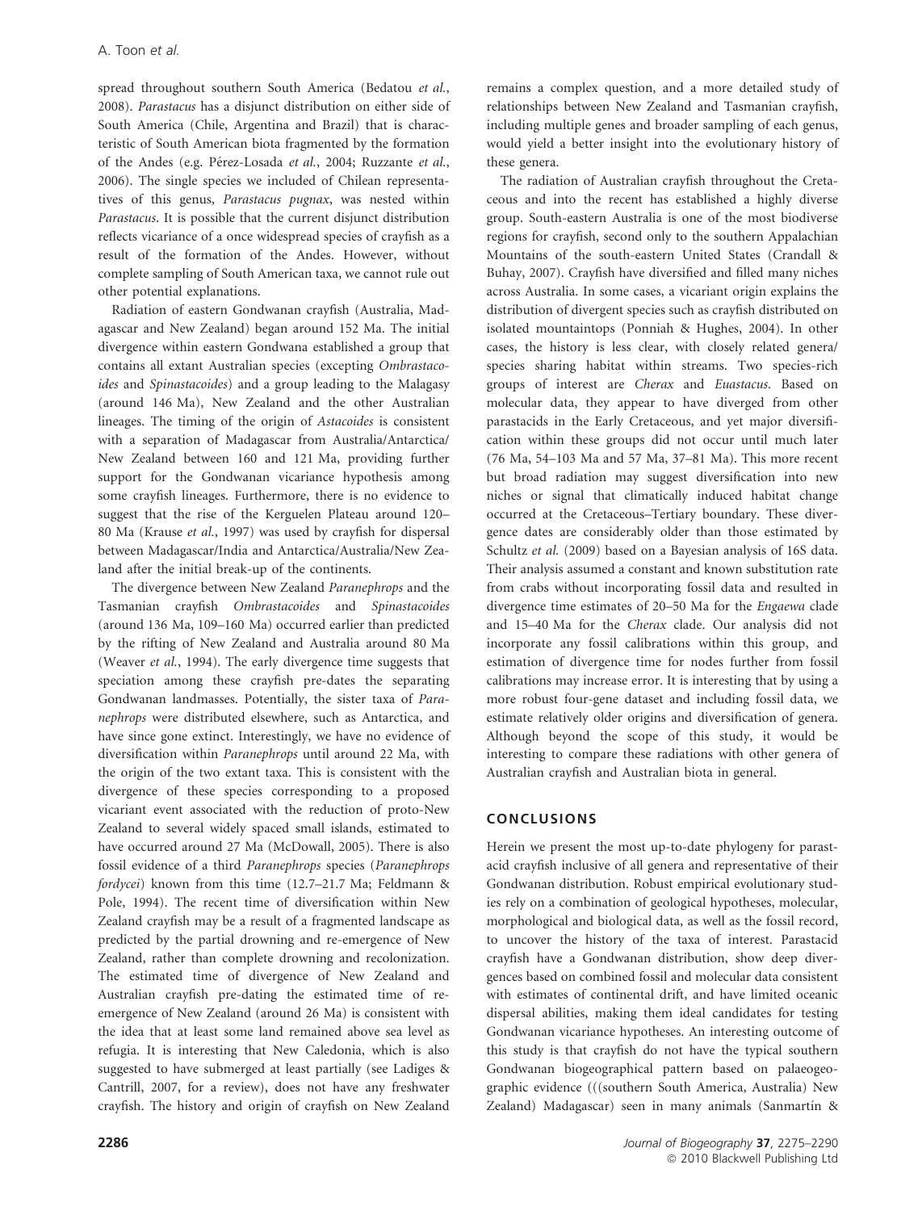spread throughout southern South America (Bedatou *et al.*, 2008). *Parastacus* has a disjunct distribution on either side of South America (Chile, Argentina and Brazil) that is characteristic of South American biota fragmented by the formation of the Andes (e.g. Pérez-Losada *et al.*, 2004; Ruzzante *et al.*, 2006). The single species we included of Chilean representatives of this genus, *Parastacus pugnax*, was nested within *Parastacus*. It is possible that the current disjunct distribution reflects vicariance of a once widespread species of crayfish as a result of the formation of the Andes. However, without complete sampling of South American taxa, we cannot rule out other potential explanations.

Radiation of eastern Gondwanan crayfish (Australia, Madagascar and New Zealand) began around 152 Ma. The initial divergence within eastern Gondwana established a group that contains all extant Australian species (excepting *Ombrastacoides* and *Spinastacoides*) and a group leading to the Malagasy (around 146 Ma), New Zealand and the other Australian lineages. The timing of the origin of *Astacoides* is consistent with a separation of Madagascar from Australia/Antarctica/New Zealand between 160 and 121 Ma, providing further support for the Gondwanan vicariance hypothesis among some crayfish lineages. Furthermore, there is no evidence to suggest that the rise of the Kerguelen Plateau around 120–80 Ma (Krause *et al.*, 1997) was used by crayfish for dispersal between Madagascar/India and Antarctica/Australia/New Zealand after the initial break-up of the continents.

The divergence between New Zealand *Paranephrops* and the Tasmanian crayfish *Ombrastacoides* and *Spinastacoides* (around 136 Ma, 109–160 Ma) occurred earlier than predicted by the rifting of New Zealand and Australia around 80 Ma (Weaver *et al.*, 1994). The early divergence time suggests that speciation among these crayfish pre-dates the separating Gondwanan landmasses. Potentially, the sister taxa of *Paranephrops* were distributed elsewhere, such as Antarctica, and have since gone extinct. Interestingly, we have no evidence of diversification within *Paranephrops* until around 22 Ma, with the origin of the two extant taxa. This is consistent with the divergence of these species corresponding to a proposed vicariant event associated with the reduction of proto-New Zealand to several widely spaced small islands, estimated to have occurred around 27 Ma (McDowall, 2005). There is also fossil evidence of a third *Paranephrops* species (*Paranephrops fordycei*) known from this time (12.7–21.7 Ma; Feldmann & Pole, 1994). The recent time of diversification within New Zealand crayfish may be a result of a fragmented landscape as predicted by the partial drowning and re-emergence of New Zealand, rather than complete drowning and recolonization. The estimated time of divergence of New Zealand and Australian crayfish pre-dating the estimated time of re-emergence of New Zealand (around 26 Ma) is consistent with the idea that at least some land remained above sea level as refugia. It is interesting that New Caledonia, which is also suggested to have submerged at least partially (see Ladiges & Cantrill, 2007, for a review), does not have any freshwater crayfish. The history and origin of crayfish on New Zealand remains a complex question, and a more detailed study of relationships between New Zealand and Tasmanian crayfish, including multiple genes and broader sampling of each genus, would yield a better insight into the evolutionary history of these genera.

The radiation of Australian crayfish throughout the Cretaceous and into the recent has established a highly diverse group. South-eastern Australia is one of the most biodiverse regions for crayfish, second only to the southern Appalachian Mountains of the south-eastern United States (Crandall & Buhay, 2007). Crayfish have diversified and filled many niches across Australia. In some cases, a vicariant origin explains the distribution of divergent species such as crayfish distributed on isolated mountaintops (Ponniah & Hughes, 2004). In other cases, the history is less clear, with closely related genera/species sharing habitat within streams. Two species-rich groups of interest are *Cherax* and *Euastacus*. Based on molecular data, they appear to have diverged from other parastacids in the Early Cretaceous, and yet major diversification within these groups did not occur until much later (76 Ma, 54–103 Ma and 57 Ma, 37–81 Ma). This more recent but broad radiation may suggest diversification into new niches or signal that climatically induced habitat change occurred at the Cretaceous–Tertiary boundary. These divergence dates are considerably older than those estimated by Schultz *et al.* (2009) based on a Bayesian analysis of 16S data. Their analysis assumed a constant and known substitution rate from crabs without incorporating fossil data and resulted in divergence time estimates of 20–50 Ma for the *Engaewa* clade and 15–40 Ma for the *Cherax* clade. Our analysis did not incorporate any fossil calibrations within this group, and estimation of divergence time for nodes further from fossil calibrations may increase error. It is interesting that by using a more robust four-gene dataset and including fossil data, we estimate relatively older origins and diversification of genera. Although beyond the scope of this study, it would be interesting to compare these radiations with other genera of Australian crayfish and Australian biota in general.

## CONCLUSIONS

Herein we present the most up-to-date phylogeny for parastacid crayfish inclusive of all genera and representative of their Gondwanan distribution. Robust empirical evolutionary studies rely on a combination of geological hypotheses, molecular, morphological and biological data, as well as the fossil record, to uncover the history of the taxa of interest. Parastacid crayfish have a Gondwanan distribution, show deep divergences based on combined fossil and molecular data consistent with estimates of continental drift, and have limited oceanic dispersal abilities, making them ideal candidates for testing Gondwanan vicariance hypotheses. An interesting outcome of this study is that crayfish do not have the typical southern Gondwanan biogeographical pattern based on palaeogeographic evidence (((southern South America, Australia) New Zealand) Madagascar) seen in many animals (Sanmartín &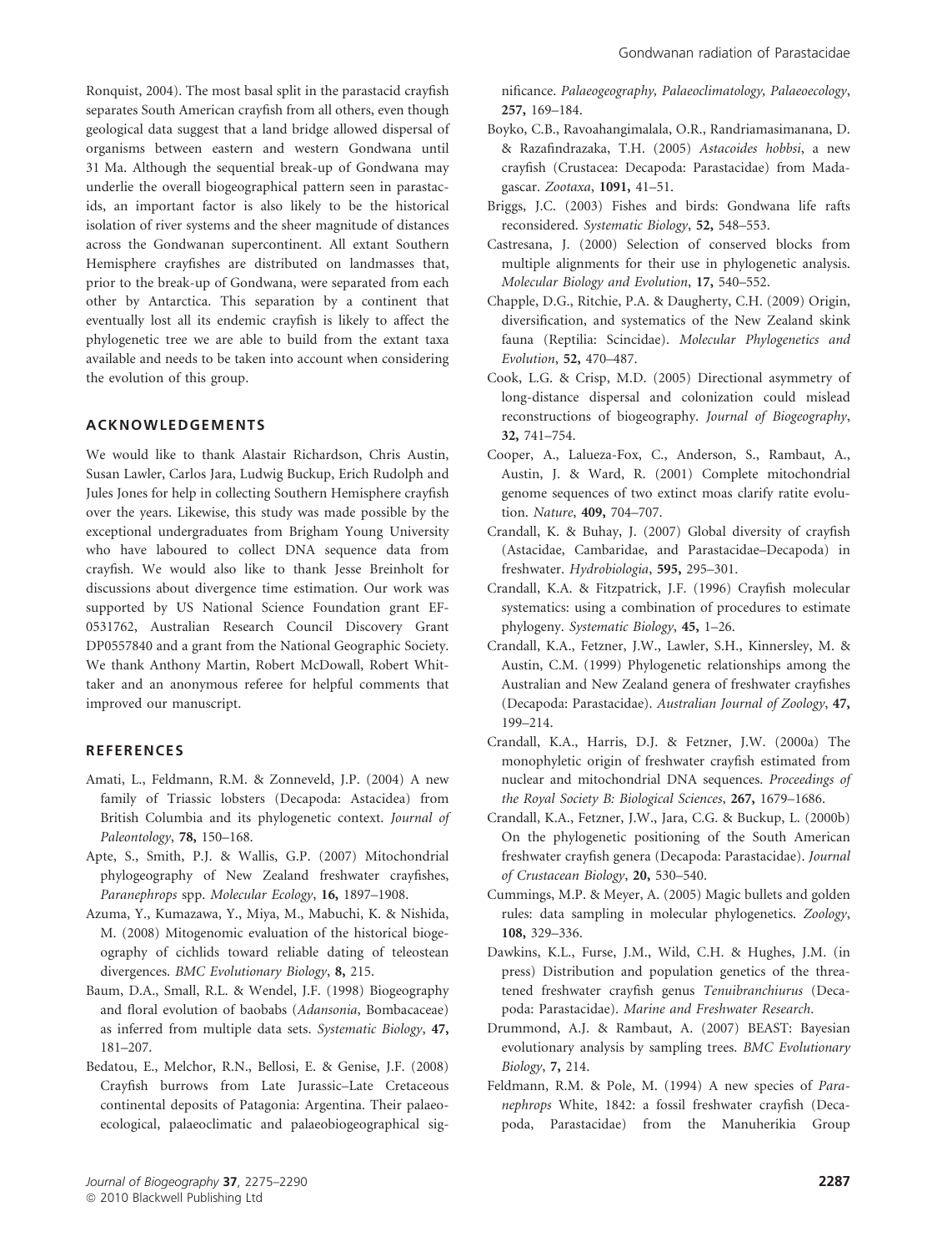Ronquist, 2004). The most basal split in the parastacid crayfish separates South American crayfish from all others, even though geological data suggest that a land bridge allowed dispersal of organisms between eastern and western Gondwana until 31 Ma. Although the sequential break-up of Gondwana may underlie the overall biogeographical pattern seen in parastacids, an important factor is also likely to be the historical isolation of river systems and the sheer magnitude of distances across the Gondwanan supercontinent. All extant Southern Hemisphere crayfishes are distributed on landmasses that, prior to the break-up of Gondwana, were separated from each other by Antarctica. This separation by a continent that eventually lost all its endemic crayfish is likely to affect the phylogenetic tree we are able to build from the extant taxa available and needs to be taken into account when considering the evolution of this group.

## ACKNOWLEDGEMENTS

We would like to thank Alastair Richardson, Chris Austin, Susan Lawler, Carlos Jara, Ludwig Buckup, Erich Rudolph and Jules Jones for help in collecting Southern Hemisphere crayfish over the years. Likewise, this study was made possible by the exceptional undergraduates from Brigham Young University who have laboured to collect DNA sequence data from crayfish. We would also like to thank Jesse Breinholt for discussions about divergence time estimation. Our work was supported by US National Science Foundation grant EF-0531762, Australian Research Council Discovery Grant DP0557840 and a grant from the National Geographic Society. We thank Anthony Martin, Robert McDowall, Robert Whittaker and an anonymous referee for helpful comments that improved our manuscript.

## REFERENCES

Amati, L., Feldmann, R.M. & Zonneveld, J.P. (2004) A new family of Triassic lobsters (Decapoda: Astacidea) from British Columbia and its phylogenetic context. *Journal of Paleontology*, **78,** 150–168.

Apte, S., Smith, P.J. & Wallis, G.P. (2007) Mitochondrial phylogeography of New Zealand freshwater crayfishes, *Paranephrops* spp. *Molecular Ecology*, **16,** 1897–1908.

Azuma, Y., Kumazawa, Y., Miya, M., Mabuchi, K. & Nishida, M. (2008) Mitogenomic evaluation of the historical biogeography of cichlids toward reliable dating of teleostean divergences. *BMC Evolutionary Biology*, **8,** 215.

Baum, D.A., Small, R.L. & Wendel, J.F. (1998) Biogeography and floral evolution of baobabs (*Adansonia*, Bombacaceae) as inferred from multiple data sets. *Systematic Biology*, **47,** 181–207.

Bedatou, E., Melchor, R.N., Bellosi, E. & Genise, J.F. (2008) Crayfish burrows from Late Jurassic–Late Cretaceous continental deposits of Patagonia: Argentina. Their palaeoecological, palaeoclimatic and palaeobiogeographical significance. *Palaeogeography, Palaeoclimatology, Palaeoecology*, **257,** 169–184.

Boyko, C.B., Ravoahangimalala, O.R., Randriamasimanana, D. & Razafindrazaka, T.H. (2005) *Astacoides hobbsi*, a new crayfish (Crustacea: Decapoda: Parastacidae) from Madagascar. *Zootaxa*, **1091,** 41–51.

Briggs, J.C. (2003) Fishes and birds: Gondwana life rafts reconsidered. *Systematic Biology*, **52,** 548–553.

Castresana, J. (2000) Selection of conserved blocks from multiple alignments for their use in phylogenetic analysis. *Molecular Biology and Evolution*, **17,** 540–552.

Chapple, D.G., Ritchie, P.A. & Daugherty, C.H. (2009) Origin, diversification, and systematics of the New Zealand skink fauna (Reptilia: Scincidae). *Molecular Phylogenetics and Evolution*, **52,** 470–487.

Cook, L.G. & Crisp, M.D. (2005) Directional asymmetry of long-distance dispersal and colonization could mislead reconstructions of biogeography. *Journal of Biogeography*, **32,** 741–754.

Cooper, A., Lalueza-Fox, C., Anderson, S., Rambaut, A., Austin, J. & Ward, R. (2001) Complete mitochondrial genome sequences of two extinct moas clarify ratite evolution. *Nature*, **409,** 704–707.

Crandall, K. & Buhay, J. (2007) Global diversity of crayfish (Astacidae, Cambaridae, and Parastacidae–Decapoda) in freshwater. *Hydrobiologia*, **595,** 295–301.

Crandall, K.A. & Fitzpatrick, J.F. (1996) Crayfish molecular systematics: using a combination of procedures to estimate phylogeny. *Systematic Biology*, **45,** 1–26.

Crandall, K.A., Fetzner, J.W., Lawler, S.H., Kinnersley, M. & Austin, C.M. (1999) Phylogenetic relationships among the Australian and New Zealand genera of freshwater crayfishes (Decapoda: Parastacidae). *Australian Journal of Zoology*, **47,** 199–214.

Crandall, K.A., Harris, D.J. & Fetzner, J.W. (2000a) The monophyletic origin of freshwater crayfish estimated from nuclear and mitochondrial DNA sequences. *Proceedings of the Royal Society B: Biological Sciences*, **267,** 1679–1686.

Crandall, K.A., Fetzner, J.W., Jara, C.G. & Buckup, L. (2000b) On the phylogenetic positioning of the South American freshwater crayfish genera (Decapoda: Parastacidae). *Journal of Crustacean Biology*, **20,** 530–540.

Cummings, M.P. & Meyer, A. (2005) Magic bullets and golden rules: data sampling in molecular phylogenetics. *Zoology*, **108,** 329–336.

Dawkins, K.L., Furse, J.M., Wild, C.H. & Hughes, J.M. (in press) Distribution and population genetics of the threatened freshwater crayfish genus *Tenuibranchiurus* (Decapoda: Parastacidae). *Marine and Freshwater Research*.

Drummond, A.J. & Rambaut, A. (2007) BEAST: Bayesian evolutionary analysis by sampling trees. *BMC Evolutionary Biology*, **7,** 214.

Feldmann, R.M. & Pole, M. (1994) A new species of *Paranephrops* White, 1842: a fossil freshwater crayfish (Decapoda, Parastacidae) from the Manuherikia Group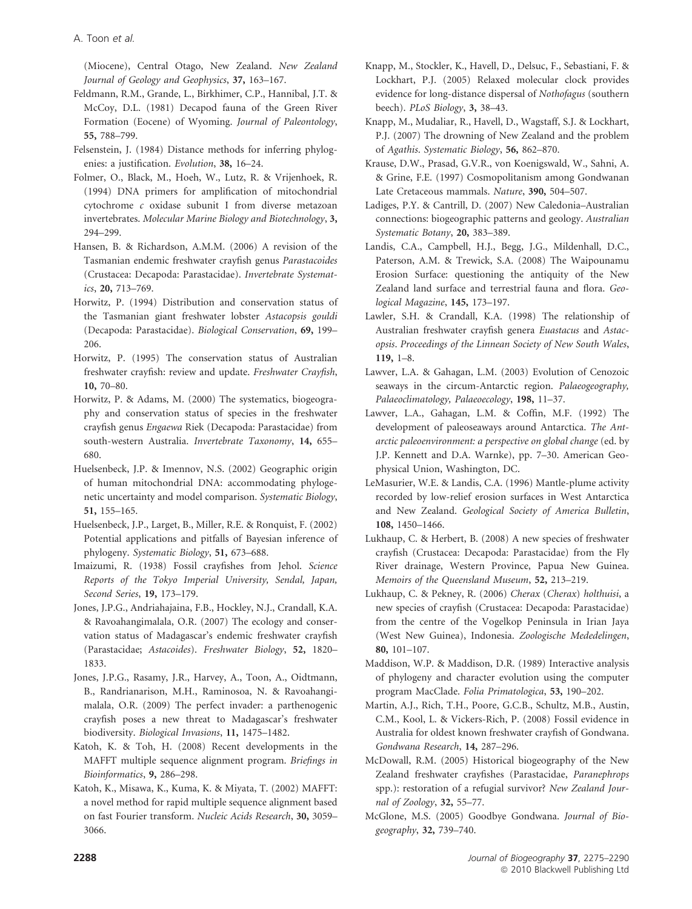(Miocene), Central Otago, New Zealand. *New Zealand Journal of Geology and Geophysics*, **37,** 163–167.

Feldmann, R.M., Grande, L., Birkhimer, C.P., Hannibal, J.T. & McCoy, D.L. (1981) Decapod fauna of the Green River Formation (Eocene) of Wyoming. *Journal of Paleontology*, **55,** 788–799.

Felsenstein, J. (1984) Distance methods for inferring phylogenies: a justification. *Evolution*, **38,** 16–24.

Folmer, O., Black, M., Hoeh, W., Lutz, R. & Vrijenhoek, R. (1994) DNA primers for amplification of mitochondrial cytochrome *c* oxidase subunit I from diverse metazoan invertebrates. *Molecular Marine Biology and Biotechnology*, **3,** 294–299.

Hansen, B. & Richardson, A.M.M. (2006) A revision of the Tasmanian endemic freshwater crayfish genus *Parastacoides* (Crustacea: Decapoda: Parastacidae). *Invertebrate Systematics*, **20,** 713–769.

Horwitz, P. (1994) Distribution and conservation status of the Tasmanian giant freshwater lobster *Astacopsis gouldi* (Decapoda: Parastacidae). *Biological Conservation*, **69,** 199–206.

Horwitz, P. (1995) The conservation status of Australian freshwater crayfish: review and update. *Freshwater Crayfish*, **10,** 70–80.

Horwitz, P. & Adams, M. (2000) The systematics, biogeography and conservation status of species in the freshwater crayfish genus *Engaewa* Riek (Decapoda: Parastacidae) from south-western Australia. *Invertebrate Taxonomy*, **14,** 655–680.

Huelsenbeck, J.P. & Imennov, N.S. (2002) Geographic origin of human mitochondrial DNA: accommodating phylogenetic uncertainty and model comparison. *Systematic Biology*, **51,** 155–165.

Huelsenbeck, J.P., Larget, B., Miller, R.E. & Ronquist, F. (2002) Potential applications and pitfalls of Bayesian inference of phylogeny. *Systematic Biology*, **51,** 673–688.

Imaizumi, R. (1938) Fossil crayfishes from Jehol. *Science Reports of the Tokyo Imperial University, Sendal, Japan, Second Series*, **19,** 173–179.

Jones, J.P.G., Andriahajaina, F.B., Hockley, N.J., Crandall, K.A. & Ravoahangimalala, O.R. (2007) The ecology and conservation status of Madagascar's endemic freshwater crayfish (Parastacidae; *Astacoides*). *Freshwater Biology*, **52,** 1820–1833.

Jones, J.P.G., Rasamy, J.R., Harvey, A., Toon, A., Oidtmann, B., Randrianarison, M.H., Raminosoa, N. & Ravoahangimalala, O.R. (2009) The perfect invader: a parthenogenic crayfish poses a new threat to Madagascar's freshwater biodiversity. *Biological Invasions*, **11,** 1475–1482.

Katoh, K. & Toh, H. (2008) Recent developments in the MAFFT multiple sequence alignment program. *Briefings in Bioinformatics*, **9,** 286–298.

Katoh, K., Misawa, K., Kuma, K. & Miyata, T. (2002) MAFFT: a novel method for rapid multiple sequence alignment based on fast Fourier transform. *Nucleic Acids Research*, **30,** 3059–3066.

Knapp, M., Stockler, K., Havell, D., Delsuc, F., Sebastiani, F. & Lockhart, P.J. (2005) Relaxed molecular clock provides evidence for long-distance dispersal of *Nothofagus* (southern beech). *PLoS Biology*, **3,** 38–43.

Knapp, M., Mudaliar, R., Havell, D., Wagstaff, S.J. & Lockhart, P.J. (2007) The drowning of New Zealand and the problem of *Agathis*. *Systematic Biology*, **56,** 862–870.

Krause, D.W., Prasad, G.V.R., von Koenigswald, W., Sahni, A. & Grine, F.E. (1997) Cosmopolitanism among Gondwanan Late Cretaceous mammals. *Nature*, **390,** 504–507.

Ladiges, P.Y. & Cantrill, D. (2007) New Caledonia–Australian connections: biogeographic patterns and geology. *Australian Systematic Botany*, **20,** 383–389.

Landis, C.A., Campbell, H.J., Begg, J.G., Mildenhall, D.C., Paterson, A.M. & Trewick, S.A. (2008) The Waipounamu Erosion Surface: questioning the antiquity of the New Zealand land surface and terrestrial fauna and flora. *Geological Magazine*, **145,** 173–197.

Lawler, S.H. & Crandall, K.A. (1998) The relationship of Australian freshwater crayfish genera *Euastacus* and *Astacopsis*. *Proceedings of the Linnean Society of New South Wales*, **119,** 1–8.

Lawver, L.A. & Gahagan, L.M. (2003) Evolution of Cenozoic seaways in the circum-Antarctic region. *Palaeogeography, Palaeoclimatology, Palaeoecology*, **198,** 11–37.

Lawver, L.A., Gahagan, L.M. & Coffin, M.F. (1992) The development of paleoseaways around Antarctica. *The Antarctic paleoenvironment: a perspective on global change* (ed. by J.P. Kennett and D.A. Warnke), pp. 7–30. American Geophysical Union, Washington, DC.

LeMasurier, W.E. & Landis, C.A. (1996) Mantle-plume activity recorded by low-relief erosion surfaces in West Antarctica and New Zealand. *Geological Society of America Bulletin*, **108,** 1450–1466.

Lukhaup, C. & Herbert, B. (2008) A new species of freshwater crayfish (Crustacea: Decapoda: Parastacidae) from the Fly River drainage, Western Province, Papua New Guinea. *Memoirs of the Queensland Museum*, **52,** 213–219.

Lukhaup, C. & Pekney, R. (2006) *Cherax* (*Cherax*) *holthuisi*, a new species of crayfish (Crustacea: Decapoda: Parastacidae) from the centre of the Vogelkop Peninsula in Irian Jaya (West New Guinea), Indonesia. *Zoologische Mededelingen*, **80,** 101–107.

Maddison, W.P. & Maddison, D.R. (1989) Interactive analysis of phylogeny and character evolution using the computer program MacClade. *Folia Primatologica*, **53,** 190–202.

Martin, A.J., Rich, T.H., Poore, G.C.B., Schultz, M.B., Austin, C.M., Kool, L. & Vickers-Rich, P. (2008) Fossil evidence in Australia for oldest known freshwater crayfish of Gondwana. *Gondwana Research*, **14,** 287–296.

McDowall, R.M. (2005) Historical biogeography of the New Zealand freshwater crayfishes (Parastacidae, *Paranephrops* spp.): restoration of a refugial survivor? *New Zealand Journal of Zoology*, **32,** 55–77.

McGlone, M.S. (2005) Goodbye Gondwana. *Journal of Biogeography*, **32,** 739–740.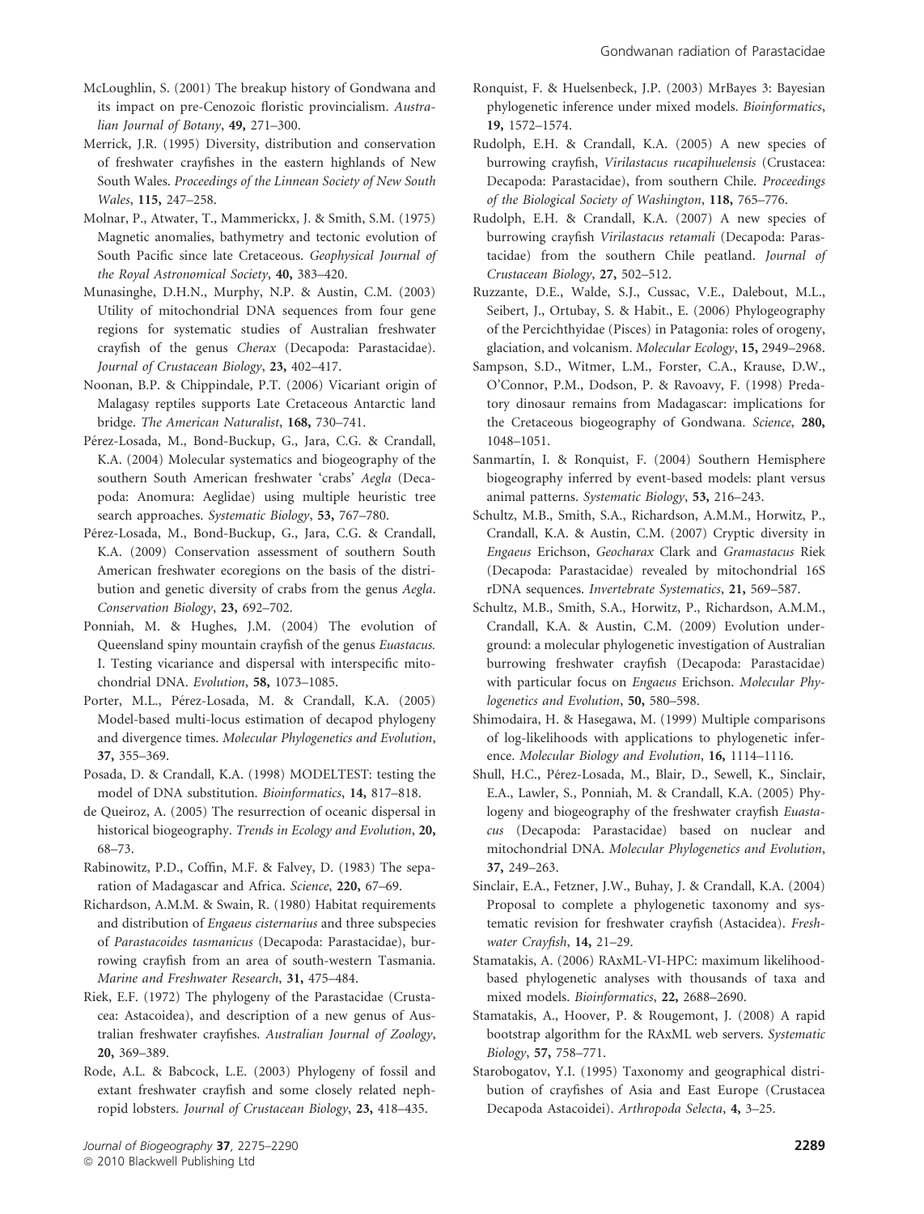McLoughlin, S. (2001) The breakup history of Gondwana and its impact on pre-Cenozoic floristic provincialism. *Australian Journal of Botany*, **49,** 271–300.

Merrick, J.R. (1995) Diversity, distribution and conservation of freshwater crayfishes in the eastern highlands of New South Wales. *Proceedings of the Linnean Society of New South Wales*, **115,** 247–258.

Molnar, P., Atwater, T., Mammerickx, J. & Smith, S.M. (1975) Magnetic anomalies, bathymetry and tectonic evolution of South Pacific since late Cretaceous. *Geophysical Journal of the Royal Astronomical Society*, **40,** 383–420.

Munasinghe, D.H.N., Murphy, N.P. & Austin, C.M. (2003) Utility of mitochondrial DNA sequences from four gene regions for systematic studies of Australian freshwater crayfish of the genus *Cherax* (Decapoda: Parastacidae). *Journal of Crustacean Biology*, **23,** 402–417.

Noonan, B.P. & Chippindale, P.T. (2006) Vicariant origin of Malagasy reptiles supports Late Cretaceous Antarctic land bridge. *The American Naturalist*, **168,** 730–741.

Pérez-Losada, M., Bond-Buckup, G., Jara, C.G. & Crandall, K.A. (2004) Molecular systematics and biogeography of the southern South American freshwater 'crabs' *Aegla* (Decapoda: Anomura: Aeglidae) using multiple heuristic tree search approaches. *Systematic Biology*, **53,** 767–780.

Pérez-Losada, M., Bond-Buckup, G., Jara, C.G. & Crandall, K.A. (2009) Conservation assessment of southern South American freshwater ecoregions on the basis of the distribution and genetic diversity of crabs from the genus *Aegla*. *Conservation Biology*, **23,** 692–702.

Ponniah, M. & Hughes, J.M. (2004) The evolution of Queensland spiny mountain crayfish of the genus *Euastacus*. I. Testing vicariance and dispersal with interspecific mitochondrial DNA. *Evolution*, **58,** 1073–1085.

Porter, M.L., Pérez-Losada, M. & Crandall, K.A. (2005) Model-based multi-locus estimation of decapod phylogeny and divergence times. *Molecular Phylogenetics and Evolution*, **37,** 355–369.

Posada, D. & Crandall, K.A. (1998) MODELTEST: testing the model of DNA substitution. *Bioinformatics*, **14,** 817–818.

de Queiroz, A. (2005) The resurrection of oceanic dispersal in historical biogeography. *Trends in Ecology and Evolution*, **20,** 68–73.

Rabinowitz, P.D., Coffin, M.F. & Falvey, D. (1983) The separation of Madagascar and Africa. *Science*, **220,** 67–69.

Richardson, A.M.M. & Swain, R. (1980) Habitat requirements and distribution of *Engaeus cisternarius* and three subspecies of *Parastacoides tasmanicus* (Decapoda: Parastacidae), burrowing crayfish from an area of south-western Tasmania. *Marine and Freshwater Research*, **31,** 475–484.

Riek, E.F. (1972) The phylogeny of the Parastacidae (Crustacea: Astacoidea), and description of a new genus of Australian freshwater crayfishes. *Australian Journal of Zoology*, **20,** 369–389.

Rode, A.L. & Babcock, L.E. (2003) Phylogeny of fossil and extant freshwater crayfish and some closely related nephropid lobsters. *Journal of Crustacean Biology*, **23,** 418–435.

Ronquist, F. & Huelsenbeck, J.P. (2003) MrBayes 3: Bayesian phylogenetic inference under mixed models. *Bioinformatics*, **19,** 1572–1574.

Rudolph, E.H. & Crandall, K.A. (2005) A new species of burrowing crayfish, *Virilastacus rucapihuelensis* (Crustacea: Decapoda: Parastacidae), from southern Chile. *Proceedings of the Biological Society of Washington*, **118,** 765–776.

Rudolph, E.H. & Crandall, K.A. (2007) A new species of burrowing crayfish *Virilastacus retamali* (Decapoda: Parastacidae) from the southern Chile peatland. *Journal of Crustacean Biology*, **27,** 502–512.

Ruzzante, D.E., Walde, S.J., Cussac, V.E., Dalebout, M.L., Seibert, J., Ortubay, S. & Habit., E. (2006) Phylogeography of the Percichthyidae (Pisces) in Patagonia: roles of orogeny, glaciation, and volcanism. *Molecular Ecology*, **15,** 2949–2968.

Sampson, S.D., Witmer, L.M., Forster, C.A., Krause, D.W., O'Connor, P.M., Dodson, P. & Ravoavy, F. (1998) Predatory dinosaur remains from Madagascar: implications for the Cretaceous biogeography of Gondwana. *Science*, **280,** 1048–1051.

Sanmartín, I. & Ronquist, F. (2004) Southern Hemisphere biogeography inferred by event-based models: plant versus animal patterns. *Systematic Biology*, **53,** 216–243.

Schultz, M.B., Smith, S.A., Richardson, A.M.M., Horwitz, P., Crandall, K.A. & Austin, C.M. (2007) Cryptic diversity in *Engaeus* Erichson, *Geocharax* Clark and *Gramastacus* Riek (Decapoda: Parastacidae) revealed by mitochondrial 16S rDNA sequences. *Invertebrate Systematics*, **21,** 569–587.

Schultz, M.B., Smith, S.A., Horwitz, P., Richardson, A.M.M., Crandall, K.A. & Austin, C.M. (2009) Evolution underground: a molecular phylogenetic investigation of Australian burrowing freshwater crayfish (Decapoda: Parastacidae) with particular focus on *Engaeus* Erichson. *Molecular Phylogenetics and Evolution*, **50,** 580–598.

Shimodaira, H. & Hasegawa, M. (1999) Multiple comparisons of log-likelihoods with applications to phylogenetic inference. *Molecular Biology and Evolution*, **16,** 1114–1116.

Shull, H.C., Pérez-Losada, M., Blair, D., Sewell, K., Sinclair, E.A., Lawler, S., Ponniah, M. & Crandall, K.A. (2005) Phylogeny and biogeography of the freshwater crayfish *Euastacus* (Decapoda: Parastacidae) based on nuclear and mitochondrial DNA. *Molecular Phylogenetics and Evolution*, **37,** 249–263.

Sinclair, E.A., Fetzner, J.W., Buhay, J. & Crandall, K.A. (2004) Proposal to complete a phylogenetic taxonomy and systematic revision for freshwater crayfish (Astacidea). *Freshwater Crayfish*, **14,** 21–29.

Stamatakis, A. (2006) RAxML-VI-HPC: maximum likelihood-based phylogenetic analyses with thousands of taxa and mixed models. *Bioinformatics*, **22,** 2688–2690.

Stamatakis, A., Hoover, P. & Rougemont, J. (2008) A rapid bootstrap algorithm for the RAxML web servers. *Systematic Biology*, **57,** 758–771.

Starobogatov, Y.I. (1995) Taxonomy and geographical distribution of crayfishes of Asia and East Europe (Crustacea Decapoda Astacoidei). *Arthropoda Selecta*, **4,** 3–25.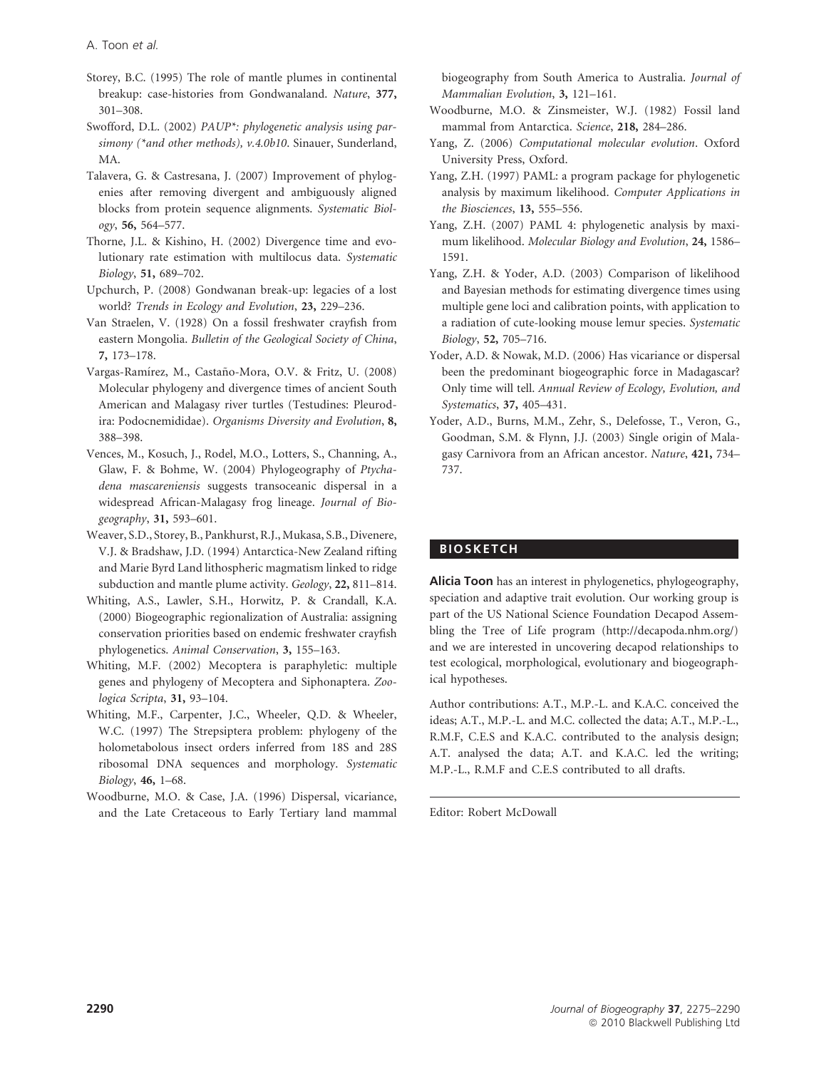Storey, B.C. (1995) The role of mantle plumes in continental breakup: case-histories from Gondwanaland. *Nature*, **377,** 301–308.

Swofford, D.L. (2002) *PAUP*\*: phylogenetic analysis using parsimony (\*and other methods), v.4.0b10*. Sinauer, Sunderland, MA.

Talavera, G. & Castresana, J. (2007) Improvement of phylogenies after removing divergent and ambiguously aligned blocks from protein sequence alignments. *Systematic Biology*, **56,** 564–577.

Thorne, J.L. & Kishino, H. (2002) Divergence time and evolutionary rate estimation with multilocus data. *Systematic Biology*, **51,** 689–702.

Upchurch, P. (2008) Gondwanan break-up: legacies of a lost world? *Trends in Ecology and Evolution*, **23,** 229–236.

Van Straelen, V. (1928) On a fossil freshwater crayfish from eastern Mongolia. *Bulletin of the Geological Society of China*, **7,** 173–178.

Vargas-Ramírez, M., Castaño-Mora, O.V. & Fritz, U. (2008) Molecular phylogeny and divergence times of ancient South American and Malagasy river turtles (Testudines: Pleurodira: Podocnemididae). *Organisms Diversity and Evolution*, **8,** 388–398.

Vences, M., Kosuch, J., Rodel, M.O., Lotters, S., Channing, A., Glaw, F. & Bohme, W. (2004) Phylogeography of *Ptychadena mascareniensis* suggests transoceanic dispersal in a widespread African-Malagasy frog lineage. *Journal of Biogeography*, **31,** 593–601.

Weaver, S.D., Storey, B., Pankhurst, R.J., Mukasa, S.B., Divenere, V.J. & Bradshaw, J.D. (1994) Antarctica-New Zealand rifting and Marie Byrd Land lithospheric magmatism linked to ridge subduction and mantle plume activity. *Geology*, **22,** 811–814.

Whiting, A.S., Lawler, S.H., Horwitz, P. & Crandall, K.A. (2000) Biogeographic regionalization of Australia: assigning conservation priorities based on endemic freshwater crayfish phylogenetics. *Animal Conservation*, **3,** 155–163.

Whiting, M.F. (2002) Mecoptera is paraphyletic: multiple genes and phylogeny of Mecoptera and Siphonaptera. *Zoologica Scripta*, **31,** 93–104.

Whiting, M.F., Carpenter, J.C., Wheeler, Q.D. & Wheeler, W.C. (1997) The Strepsiptera problem: phylogeny of the holometabolous insect orders inferred from 18S and 28S ribosomal DNA sequences and morphology. *Systematic Biology*, **46,** 1–68.

Woodburne, M.O. & Case, J.A. (1996) Dispersal, vicariance, and the Late Cretaceous to Early Tertiary land mammal biogeography from South America to Australia. *Journal of Mammalian Evolution*, **3,** 121–161.

Woodburne, M.O. & Zinsmeister, W.J. (1982) Fossil land mammal from Antarctica. *Science*, **218,** 284–286.

Yang, Z. (2006) *Computational molecular evolution*. Oxford University Press, Oxford.

Yang, Z.H. (1997) PAML: a program package for phylogenetic analysis by maximum likelihood. *Computer Applications in the Biosciences*, **13,** 555–556.

Yang, Z.H. (2007) PAML 4: phylogenetic analysis by maximum likelihood. *Molecular Biology and Evolution*, **24,** 1586–1591.

Yang, Z.H. & Yoder, A.D. (2003) Comparison of likelihood and Bayesian methods for estimating divergence times using multiple gene loci and calibration points, with application to a radiation of cute-looking mouse lemur species. *Systematic Biology*, **52,** 705–716.

Yoder, A.D. & Nowak, M.D. (2006) Has vicariance or dispersal been the predominant biogeographic force in Madagascar? Only time will tell. *Annual Review of Ecology, Evolution, and Systematics*, **37,** 405–431.

Yoder, A.D., Burns, M.M., Zehr, S., Delefosse, T., Veron, G., Goodman, S.M. & Flynn, J.J. (2003) Single origin of Malagasy Carnivora from an African ancestor. *Nature*, **421,** 734–737.

## BIOSKETCH

**Alicia Toon** has an interest in phylogenetics, phylogeography, speciation and adaptive trait evolution. Our working group is part of the US National Science Foundation Decapod Assembling the Tree of Life program (http://decapoda.nhm.org/) and we are interested in uncovering decapod relationships to test ecological, morphological, evolutionary and biogeographical hypotheses.

Author contributions: A.T., M.P.-L. and K.A.C. conceived the ideas; A.T., M.P.-L. and M.C. collected the data; A.T., M.P.-L., R.M.F, C.E.S and K.A.C. contributed to the analysis design; A.T. analysed the data; A.T. and K.A.C. led the writing; M.P.-L., R.M.F and C.E.S contributed to all drafts.

Editor: Robert McDowall